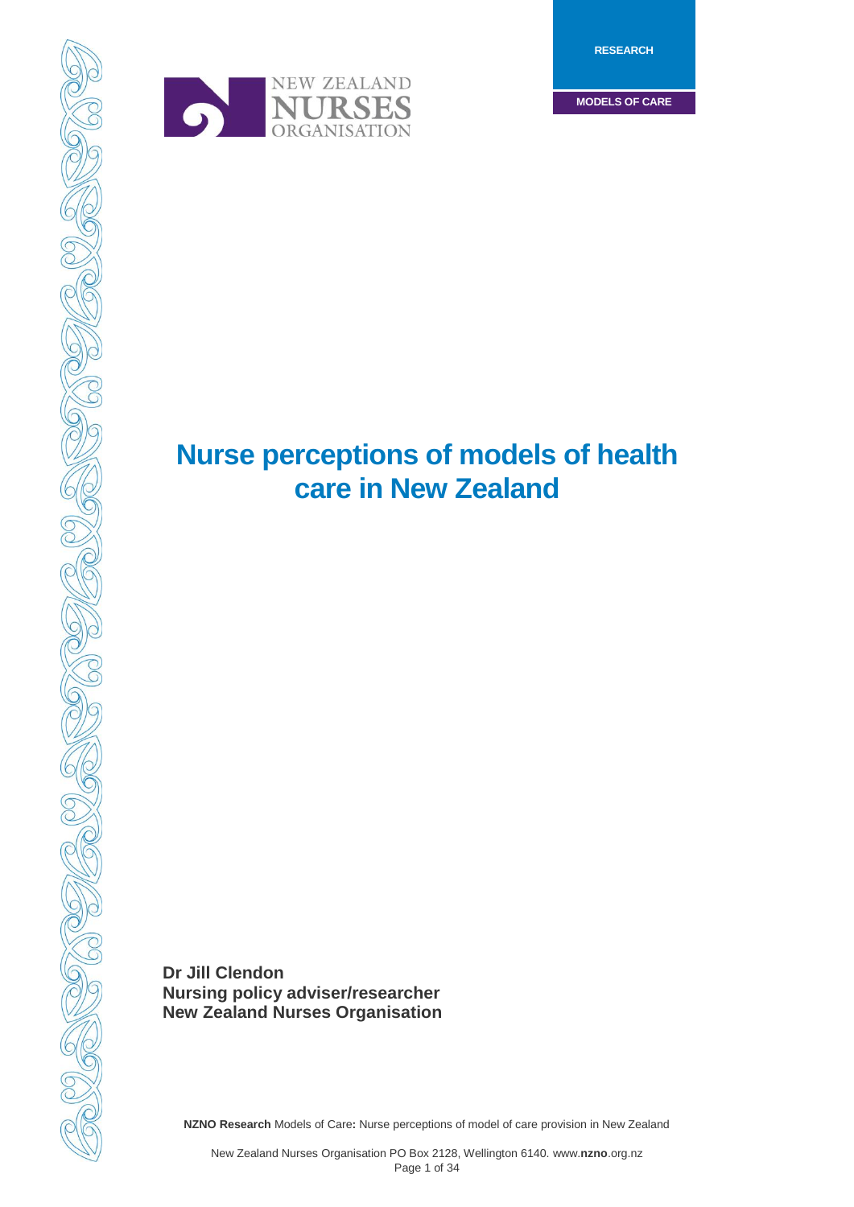RESEARCH

MODELS OF CARE

NEW ZEALAND NURSES ORGANISATION

# Nurse perceptions of models of health care in New Zealand

**Dr Jill Clendon**
**Nursing policy adviser/researcher**
**New Zealand Nurses Organisation**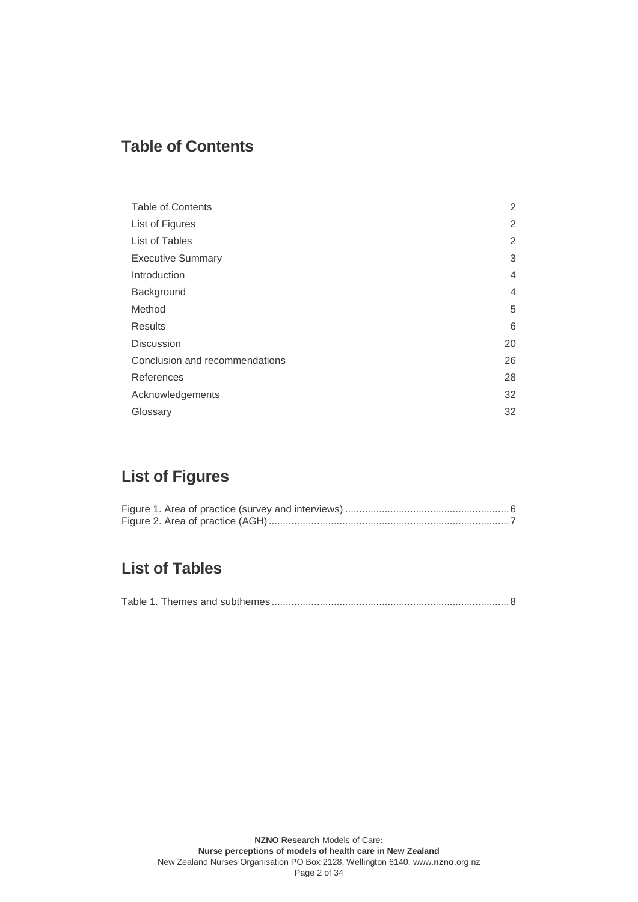## Table of Contents

| | |
|---|---|
| Table of Contents | 2 |
| List of Figures | 2 |
| List of Tables | 2 |
| Executive Summary | 3 |
| Introduction | 4 |
| Background | 4 |
| Method | 5 |
| Results | 6 |
| Discussion | 20 |
| Conclusion and recommendations | 26 |
| References | 28 |
| Acknowledgements | 32 |
| Glossary | 32 |

## List of Figures

Figure 1. Area of practice (survey and interviews) ........................................................ 6
Figure 2. Area of practice (AGH) ..................................................................................... 7

## List of Tables

Table 1. Themes and subthemes ...................................................................................... 8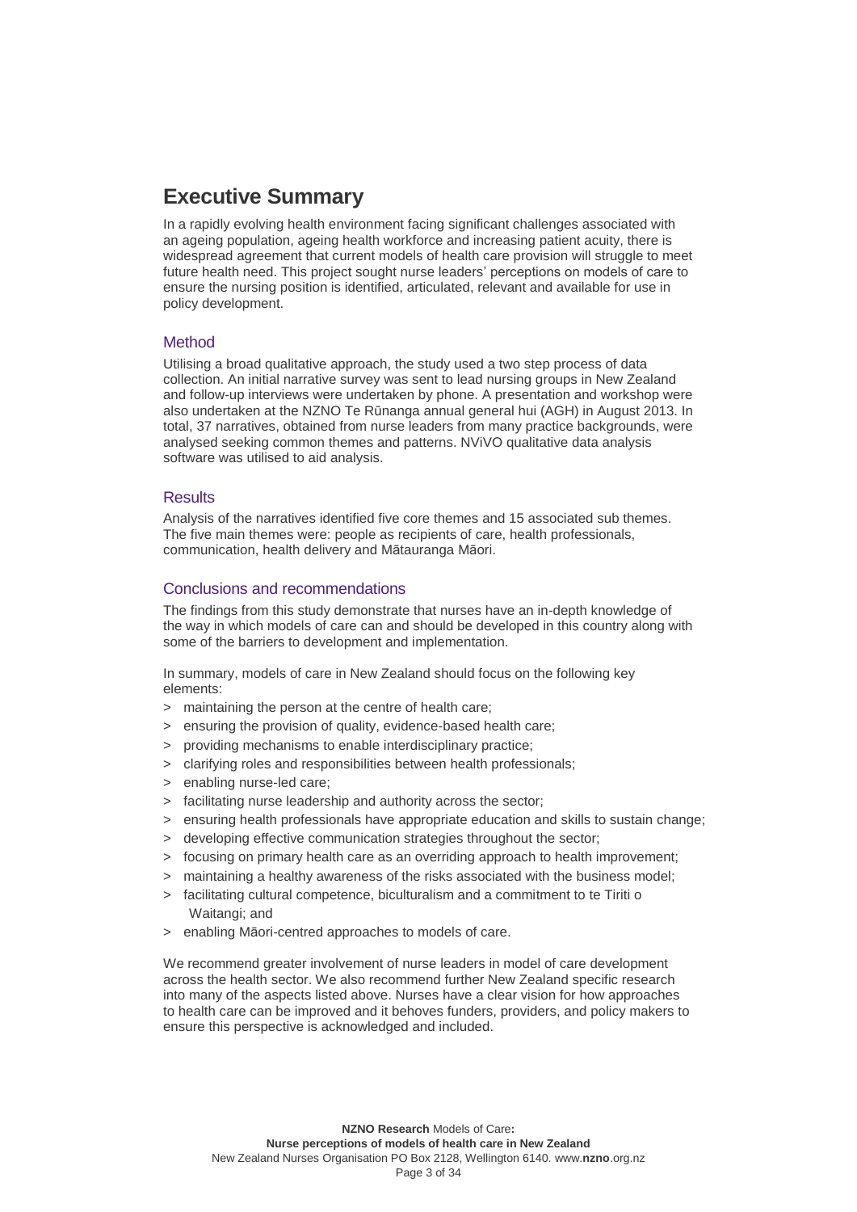# Executive Summary

In a rapidly evolving health environment facing significant challenges associated with an ageing population, ageing health workforce and increasing patient acuity, there is widespread agreement that current models of health care provision will struggle to meet future health need. This project sought nurse leaders' perceptions on models of care to ensure the nursing position is identified, articulated, relevant and available for use in policy development.

## Method

Utilising a broad qualitative approach, the study used a two step process of data collection. An initial narrative survey was sent to lead nursing groups in New Zealand and follow-up interviews were undertaken by phone. A presentation and workshop were also undertaken at the NZNO Te Rūnanga annual general hui (AGH) in August 2013. In total, 37 narratives, obtained from nurse leaders from many practice backgrounds, were analysed seeking common themes and patterns. NViVO qualitative data analysis software was utilised to aid analysis.

## Results

Analysis of the narratives identified five core themes and 15 associated sub themes. The five main themes were: people as recipients of care, health professionals, communication, health delivery and Mātauranga Māori.

## Conclusions and recommendations

The findings from this study demonstrate that nurses have an in-depth knowledge of the way in which models of care can and should be developed in this country along with some of the barriers to development and implementation.

In summary, models of care in New Zealand should focus on the following key elements:

- maintaining the person at the centre of health care;
- ensuring the provision of quality, evidence-based health care;
- providing mechanisms to enable interdisciplinary practice;
- clarifying roles and responsibilities between health professionals;
- enabling nurse-led care;
- facilitating nurse leadership and authority across the sector;
- ensuring health professionals have appropriate education and skills to sustain change;
- developing effective communication strategies throughout the sector;
- focusing on primary health care as an overriding approach to health improvement;
- maintaining a healthy awareness of the risks associated with the business model;
- facilitating cultural competence, biculturalism and a commitment to te Tiriti o Waitangi; and
- enabling Māori-centred approaches to models of care.

We recommend greater involvement of nurse leaders in model of care development across the health sector. We also recommend further New Zealand specific research into many of the aspects listed above. Nurses have a clear vision for how approaches to health care can be improved and it behoves funders, providers, and policy makers to ensure this perspective is acknowledged and included.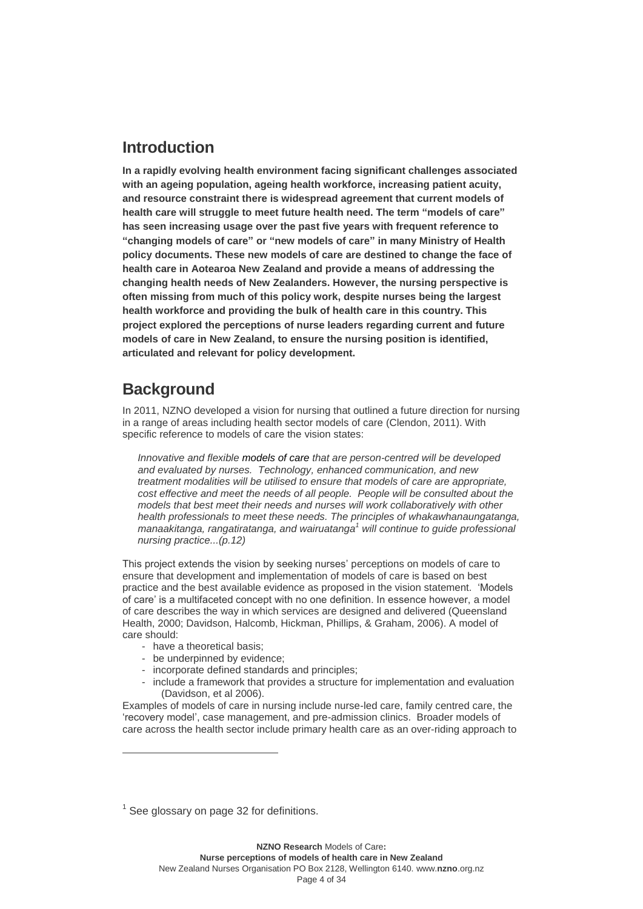## Introduction

**In a rapidly evolving health environment facing significant challenges associated with an ageing population, ageing health workforce, increasing patient acuity, and resource constraint there is widespread agreement that current models of health care will struggle to meet future health need. The term "models of care" has seen increasing usage over the past five years with frequent reference to "changing models of care" or "new models of care" in many Ministry of Health policy documents. These new models of care are destined to change the face of health care in Aotearoa New Zealand and provide a means of addressing the changing health needs of New Zealanders. However, the nursing perspective is often missing from much of this policy work, despite nurses being the largest health workforce and providing the bulk of health care in this country. This project explored the perceptions of nurse leaders regarding current and future models of care in New Zealand, to ensure the nursing position is identified, articulated and relevant for policy development.**

## Background

In 2011, NZNO developed a vision for nursing that outlined a future direction for nursing in a range of areas including health sector models of care (Clendon, 2011). With specific reference to models of care the vision states:

> *Innovative and flexible models of care that are person-centred will be developed and evaluated by nurses. Technology, enhanced communication, and new treatment modalities will be utilised to ensure that models of care are appropriate, cost effective and meet the needs of all people. People will be consulted about the models that best meet their needs and nurses will work collaboratively with other health professionals to meet these needs. The principles of whakawhanaungatanga, manaakitanga, rangatiratanga, and wairuatanga[1] will continue to guide professional nursing practice...(p.12)*

This project extends the vision by seeking nurses' perceptions on models of care to ensure that development and implementation of models of care is based on best practice and the best available evidence as proposed in the vision statement. 'Models of care' is a multifaceted concept with no one definition. In essence however, a model of care describes the way in which services are designed and delivered (Queensland Health, 2000; Davidson, Halcomb, Hickman, Phillips, & Graham, 2006). A model of care should:

- have a theoretical basis;
- be underpinned by evidence;
- incorporate defined standards and principles;
- include a framework that provides a structure for implementation and evaluation (Davidson, et al 2006).

Examples of models of care in nursing include nurse-led care, family centred care, the 'recovery model', case management, and pre-admission clinics. Broader models of care across the health sector include primary health care as an over-riding approach to

---

[1] See glossary on page 32 for definitions.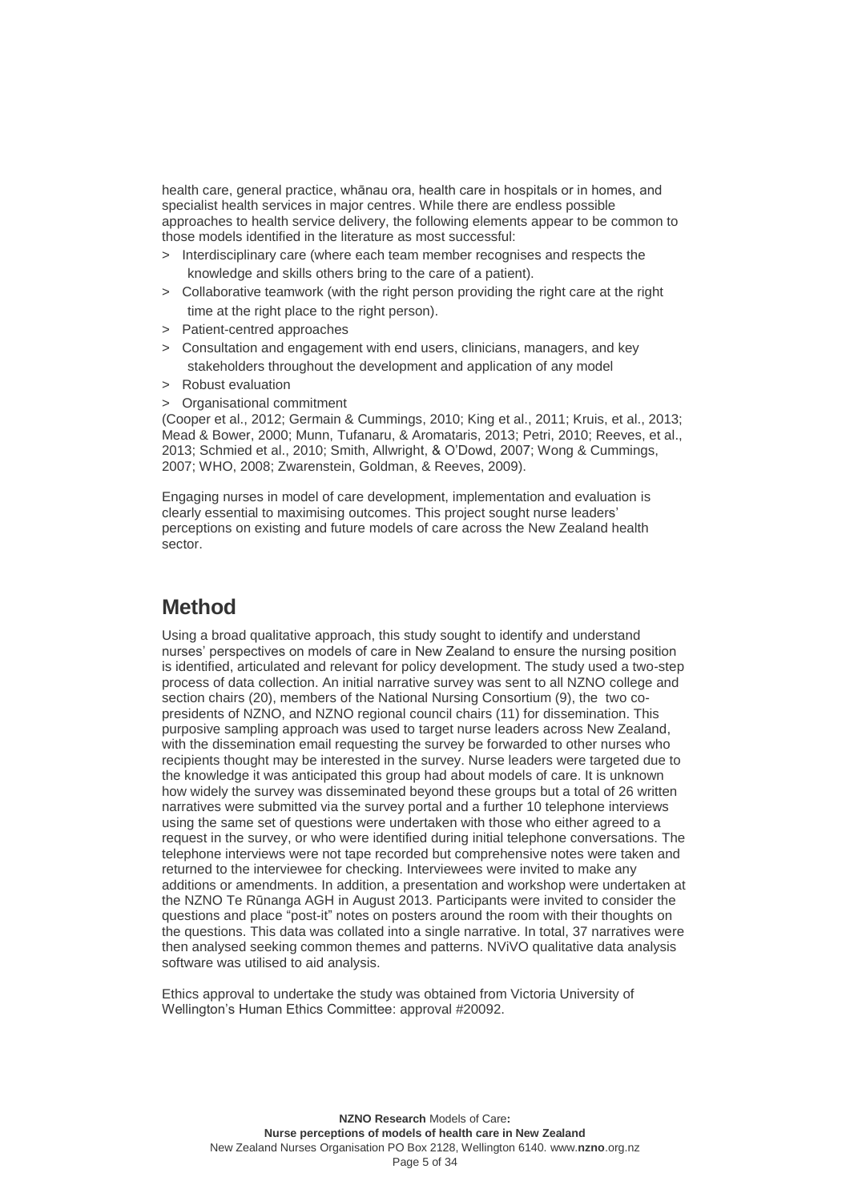health care, general practice, whānau ora, health care in hospitals or in homes, and specialist health services in major centres. While there are endless possible approaches to health service delivery, the following elements appear to be common to those models identified in the literature as most successful:

> Interdisciplinary care (where each team member recognises and respects the knowledge and skills others bring to the care of a patient).
> Collaborative teamwork (with the right person providing the right care at the right time at the right place to the right person).
> Patient-centred approaches
> Consultation and engagement with end users, clinicians, managers, and key stakeholders throughout the development and application of any model
> Robust evaluation
> Organisational commitment

(Cooper et al., 2012; Germain & Cummings, 2010; King et al., 2011; Kruis, et al., 2013; Mead & Bower, 2000; Munn, Tufanaru, & Aromataris, 2013; Petri, 2010; Reeves, et al., 2013; Schmied et al., 2010; Smith, Allwright, & O'Dowd, 2007; Wong & Cummings, 2007; WHO, 2008; Zwarenstein, Goldman, & Reeves, 2009).

Engaging nurses in model of care development, implementation and evaluation is clearly essential to maximising outcomes. This project sought nurse leaders' perceptions on existing and future models of care across the New Zealand health sector.

## Method

Using a broad qualitative approach, this study sought to identify and understand nurses' perspectives on models of care in New Zealand to ensure the nursing position is identified, articulated and relevant for policy development. The study used a two-step process of data collection. An initial narrative survey was sent to all NZNO college and section chairs (20), members of the National Nursing Consortium (9), the two co-presidents of NZNO, and NZNO regional council chairs (11) for dissemination. This purposive sampling approach was used to target nurse leaders across New Zealand, with the dissemination email requesting the survey be forwarded to other nurses who recipients thought may be interested in the survey. Nurse leaders were targeted due to the knowledge it was anticipated this group had about models of care. It is unknown how widely the survey was disseminated beyond these groups but a total of 26 written narratives were submitted via the survey portal and a further 10 telephone interviews using the same set of questions were undertaken with those who either agreed to a request in the survey, or who were identified during initial telephone conversations. The telephone interviews were not tape recorded but comprehensive notes were taken and returned to the interviewee for checking. Interviewees were invited to make any additions or amendments. In addition, a presentation and workshop were undertaken at the NZNO Te Rūnanga AGH in August 2013. Participants were invited to consider the questions and place "post-it" notes on posters around the room with their thoughts on the questions. This data was collated into a single narrative. In total, 37 narratives were then analysed seeking common themes and patterns. NViVO qualitative data analysis software was utilised to aid analysis.

Ethics approval to undertake the study was obtained from Victoria University of Wellington's Human Ethics Committee: approval #20092.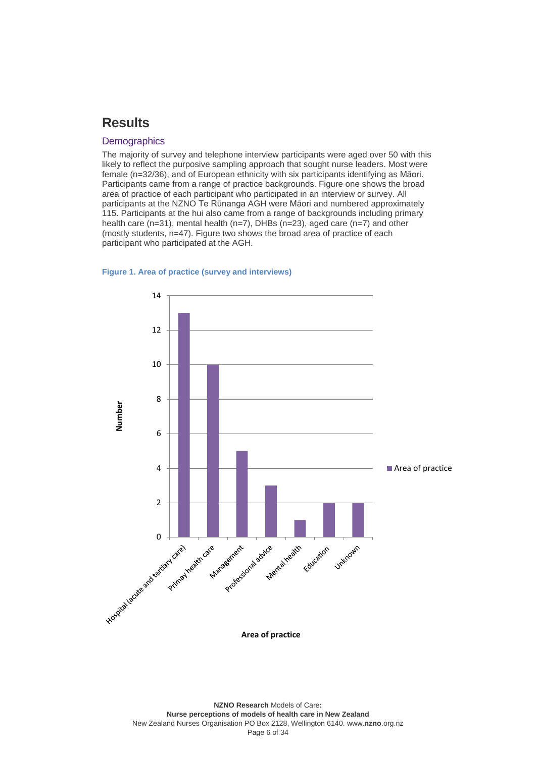## Results

### Demographics

The majority of survey and telephone interview participants were aged over 50 with this likely to reflect the purposive sampling approach that sought nurse leaders. Most were female (n=32/36), and of European ethnicity with six participants identifying as Māori. Participants came from a range of practice backgrounds. Figure one shows the broad area of practice of each participant who participated in an interview or survey. All participants at the NZNO Te Rūnanga AGH were Māori and numbered approximately 115. Participants at the hui also came from a range of backgrounds including primary health care (n=31), mental health (n=7), DHBs (n=23), aged care (n=7) and other (mostly students, n=47). Figure two shows the broad area of practice of each participant who participated at the AGH.

**Figure 1. Area of practice (survey and interviews)**

| Area of practice | Number |
|---|---|
| Hospital (acute and tertiary care) | 13 |
| Primay health care | 10 |
| Management | 5 |
| Professional advice | 3 |
| Mental health | 1 |
| Education | 2 |
| Unknown | 2 |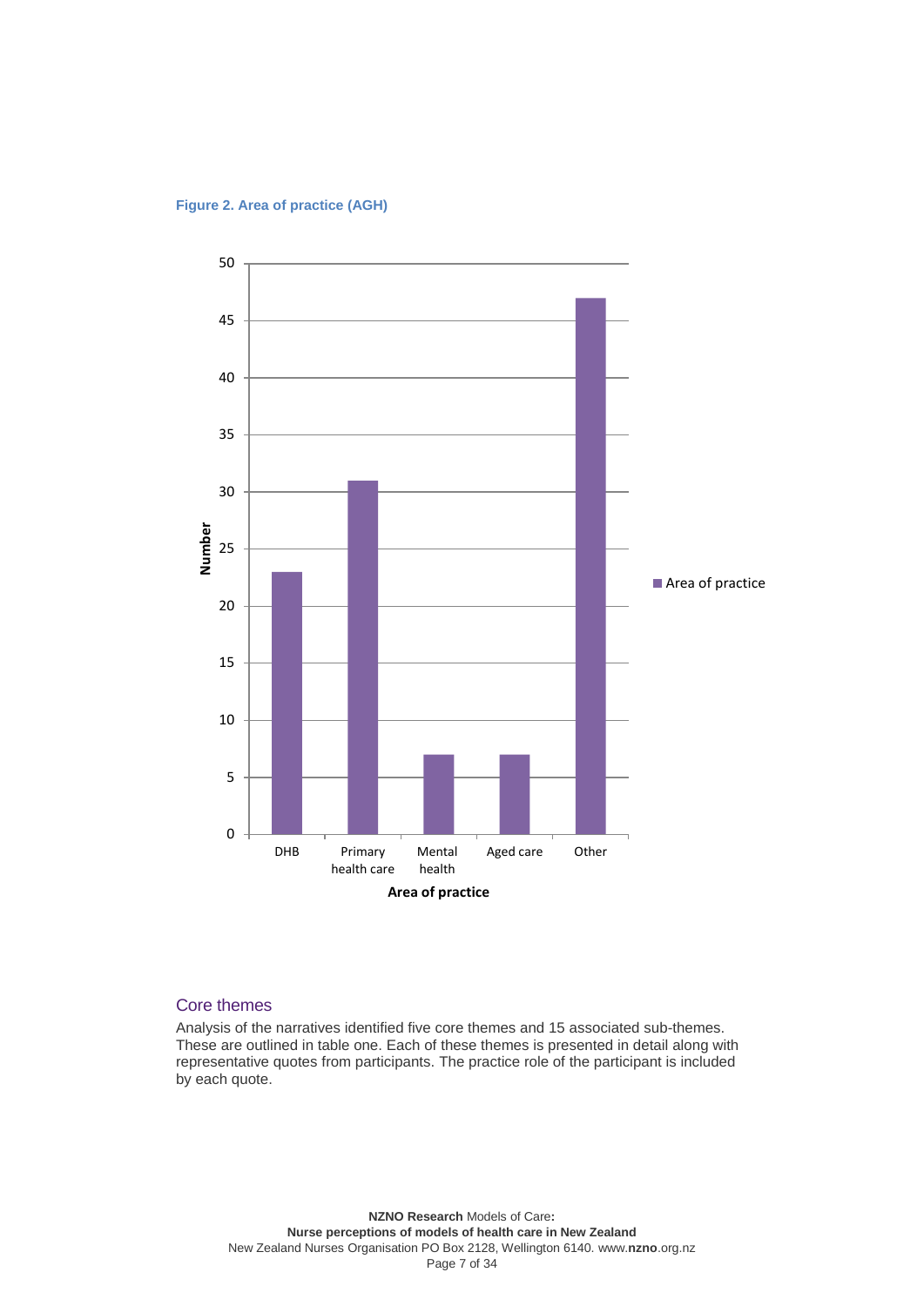**Figure 2. Area of practice (AGH)**

| Area of practice | Number |
|---|---|
| DHB | 23 |
| Primary health care | 31 |
| Mental health | 7 |
| Aged care | 7 |
| Other | 47 |

## Core themes

Analysis of the narratives identified five core themes and 15 associated sub-themes. These are outlined in table one. Each of these themes is presented in detail along with representative quotes from participants. The practice role of the participant is included by each quote.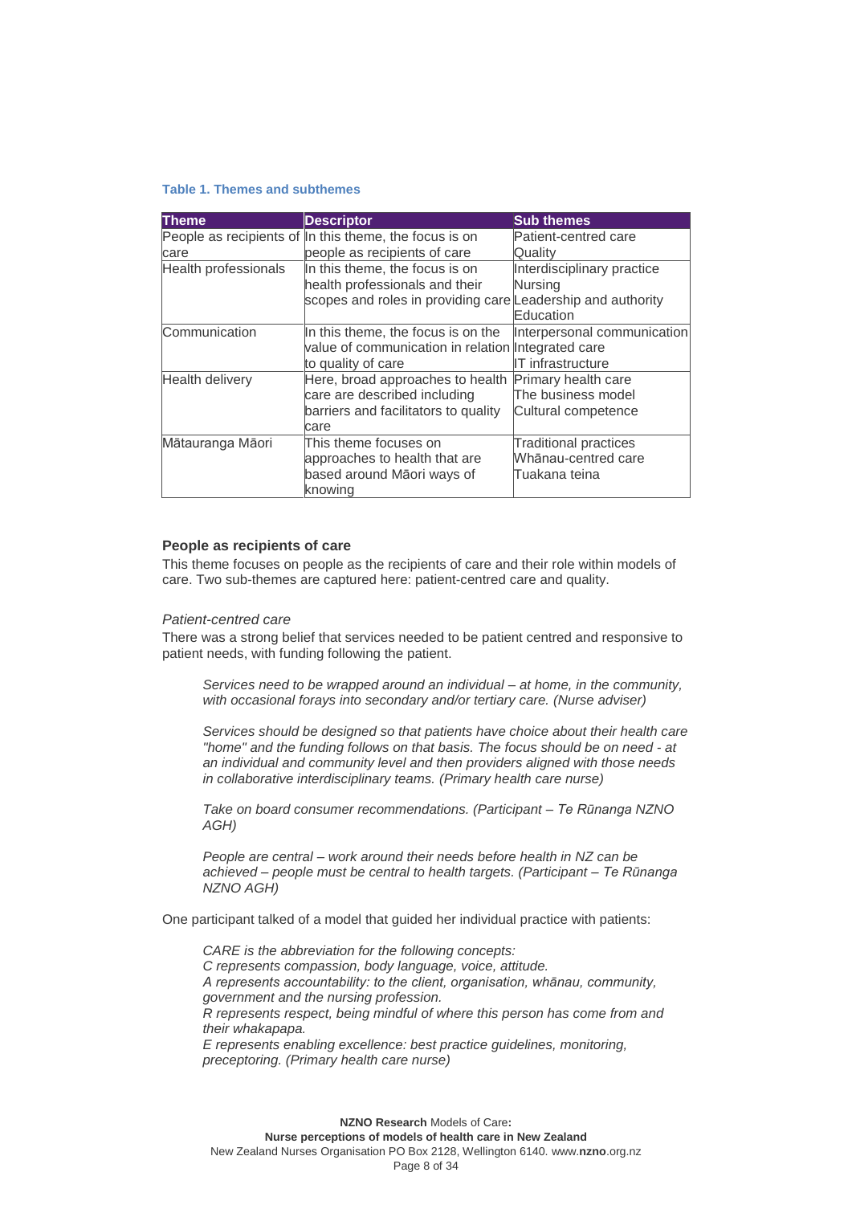**Table 1. Themes and subthemes**

| Theme | Descriptor | Sub themes |
|---|---|---|
| People as recipients of care | In this theme, the focus is on people as recipients of care | Patient-centred care<br>Quality |
| Health professionals | In this theme, the focus is on health professionals and their scopes and roles in providing care | Interdisciplinary practice<br>Nursing<br>Leadership and authority<br>Education |
| Communication | In this theme, the focus is on the value of communication in relation to quality of care | Interpersonal communication<br>Integrated care<br>IT infrastructure |
| Health delivery | Here, broad approaches to health care are described including barriers and facilitators to quality care | Primary health care<br>The business model<br>Cultural competence |
| Mātauranga Māori | This theme focuses on approaches to health that are based around Māori ways of knowing | Traditional practices<br>Whānau-centred care<br>Tuakana teina |

### People as recipients of care

This theme focuses on people as the recipients of care and their role within models of care. Two sub-themes are captured here: patient-centred care and quality.

*Patient-centred care*

There was a strong belief that services needed to be patient centred and responsive to patient needs, with funding following the patient.

> *Services need to be wrapped around an individual – at home, in the community, with occasional forays into secondary and/or tertiary care. (Nurse adviser)*

> *Services should be designed so that patients have choice about their health care "home" and the funding follows on that basis. The focus should be on need - at an individual and community level and then providers aligned with those needs in collaborative interdisciplinary teams. (Primary health care nurse)*

> *Take on board consumer recommendations. (Participant – Te Rūnanga NZNO AGH)*

> *People are central – work around their needs before health in NZ can be achieved – people must be central to health targets. (Participant – Te Rūnanga NZNO AGH)*

One participant talked of a model that guided her individual practice with patients:

> *CARE is the abbreviation for the following concepts:*
> *C represents compassion, body language, voice, attitude.*
> *A represents accountability: to the client, organisation, whānau, community, government and the nursing profession.*
> *R represents respect, being mindful of where this person has come from and their whakapapa.*
> *E represents enabling excellence: best practice guidelines, monitoring, preceptoring. (Primary health care nurse)*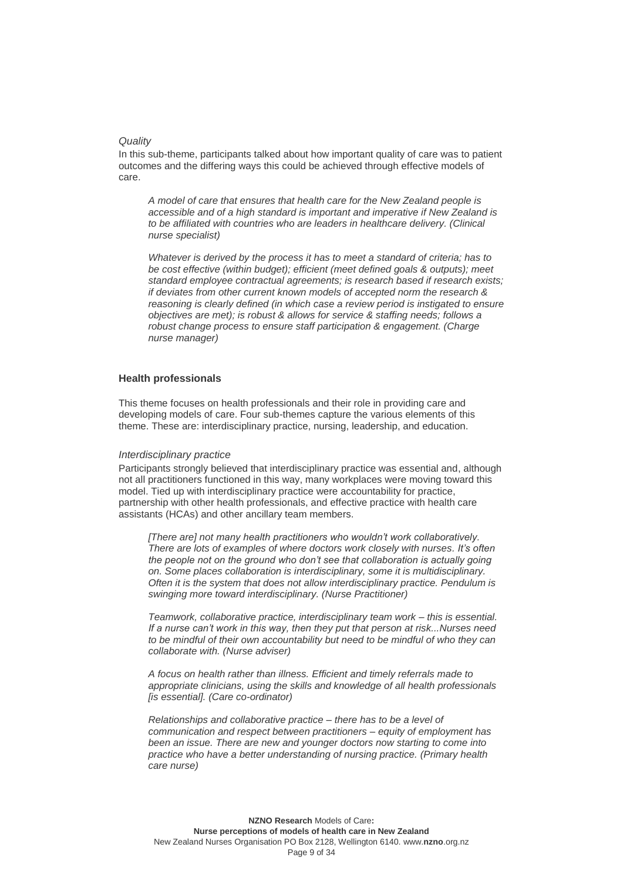*Quality*

In this sub-theme, participants talked about how important quality of care was to patient outcomes and the differing ways this could be achieved through effective models of care.

> *A model of care that ensures that health care for the New Zealand people is accessible and of a high standard is important and imperative if New Zealand is to be affiliated with countries who are leaders in healthcare delivery. (Clinical nurse specialist)*

> *Whatever is derived by the process it has to meet a standard of criteria; has to be cost effective (within budget); efficient (meet defined goals & outputs); meet standard employee contractual agreements; is research based if research exists; if deviates from other current known models of accepted norm the research & reasoning is clearly defined (in which case a review period is instigated to ensure objectives are met); is robust & allows for service & staffing needs; follows a robust change process to ensure staff participation & engagement. (Charge nurse manager)*

**Health professionals**

This theme focuses on health professionals and their role in providing care and developing models of care. Four sub-themes capture the various elements of this theme. These are: interdisciplinary practice, nursing, leadership, and education.

*Interdisciplinary practice*

Participants strongly believed that interdisciplinary practice was essential and, although not all practitioners functioned in this way, many workplaces were moving toward this model. Tied up with interdisciplinary practice were accountability for practice, partnership with other health professionals, and effective practice with health care assistants (HCAs) and other ancillary team members.

> *[There are] not many health practitioners who wouldn't work collaboratively. There are lots of examples of where doctors work closely with nurses. It's often the people not on the ground who don't see that collaboration is actually going on. Some places collaboration is interdisciplinary, some it is multidisciplinary. Often it is the system that does not allow interdisciplinary practice. Pendulum is swinging more toward interdisciplinary. (Nurse Practitioner)*

> *Teamwork, collaborative practice, interdisciplinary team work – this is essential. If a nurse can't work in this way, then they put that person at risk...Nurses need to be mindful of their own accountability but need to be mindful of who they can collaborate with. (Nurse adviser)*

> *A focus on health rather than illness. Efficient and timely referrals made to appropriate clinicians, using the skills and knowledge of all health professionals [is essential]. (Care co-ordinator)*

> *Relationships and collaborative practice – there has to be a level of communication and respect between practitioners – equity of employment has been an issue. There are new and younger doctors now starting to come into practice who have a better understanding of nursing practice. (Primary health care nurse)*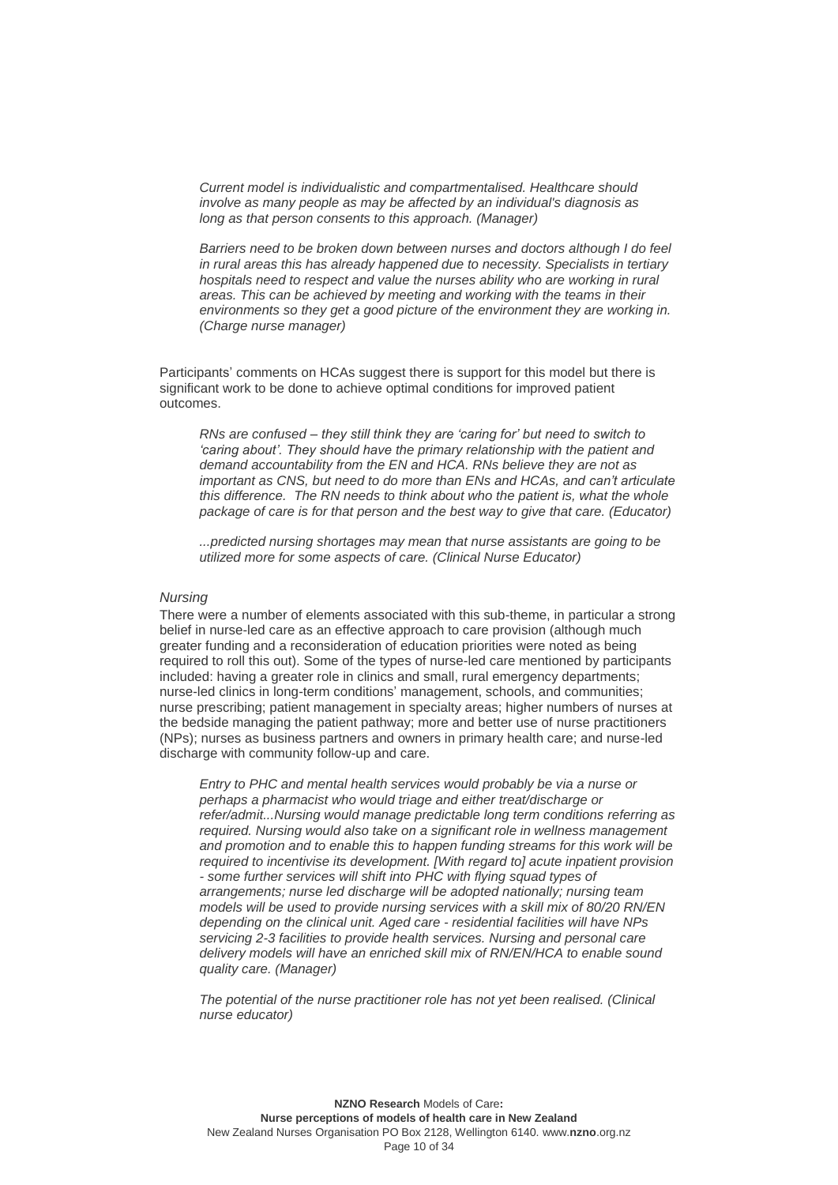> *Current model is individualistic and compartmentalised. Healthcare should involve as many people as may be affected by an individual's diagnosis as long as that person consents to this approach. (Manager)*

> *Barriers need to be broken down between nurses and doctors although I do feel in rural areas this has already happened due to necessity. Specialists in tertiary hospitals need to respect and value the nurses ability who are working in rural areas. This can be achieved by meeting and working with the teams in their environments so they get a good picture of the environment they are working in. (Charge nurse manager)*

Participants' comments on HCAs suggest there is support for this model but there is significant work to be done to achieve optimal conditions for improved patient outcomes.

> *RNs are confused – they still think they are 'caring for' but need to switch to 'caring about'. They should have the primary relationship with the patient and demand accountability from the EN and HCA. RNs believe they are not as important as CNS, but need to do more than ENs and HCAs, and can't articulate this difference. The RN needs to think about who the patient is, what the whole package of care is for that person and the best way to give that care. (Educator)*

> *...predicted nursing shortages may mean that nurse assistants are going to be utilized more for some aspects of care. (Clinical Nurse Educator)*

*Nursing*

There were a number of elements associated with this sub-theme, in particular a strong belief in nurse-led care as an effective approach to care provision (although much greater funding and a reconsideration of education priorities were noted as being required to roll this out). Some of the types of nurse-led care mentioned by participants included: having a greater role in clinics and small, rural emergency departments; nurse-led clinics in long-term conditions' management, schools, and communities; nurse prescribing; patient management in specialty areas; higher numbers of nurses at the bedside managing the patient pathway; more and better use of nurse practitioners (NPs); nurses as business partners and owners in primary health care; and nurse-led discharge with community follow-up and care.

> *Entry to PHC and mental health services would probably be via a nurse or perhaps a pharmacist who would triage and either treat/discharge or refer/admit...Nursing would manage predictable long term conditions referring as required. Nursing would also take on a significant role in wellness management and promotion and to enable this to happen funding streams for this work will be required to incentivise its development. [With regard to] acute inpatient provision - some further services will shift into PHC with flying squad types of arrangements; nurse led discharge will be adopted nationally; nursing team models will be used to provide nursing services with a skill mix of 80/20 RN/EN depending on the clinical unit. Aged care - residential facilities will have NPs servicing 2-3 facilities to provide health services. Nursing and personal care delivery models will have an enriched skill mix of RN/EN/HCA to enable sound quality care. (Manager)*

> *The potential of the nurse practitioner role has not yet been realised. (Clinical nurse educator)*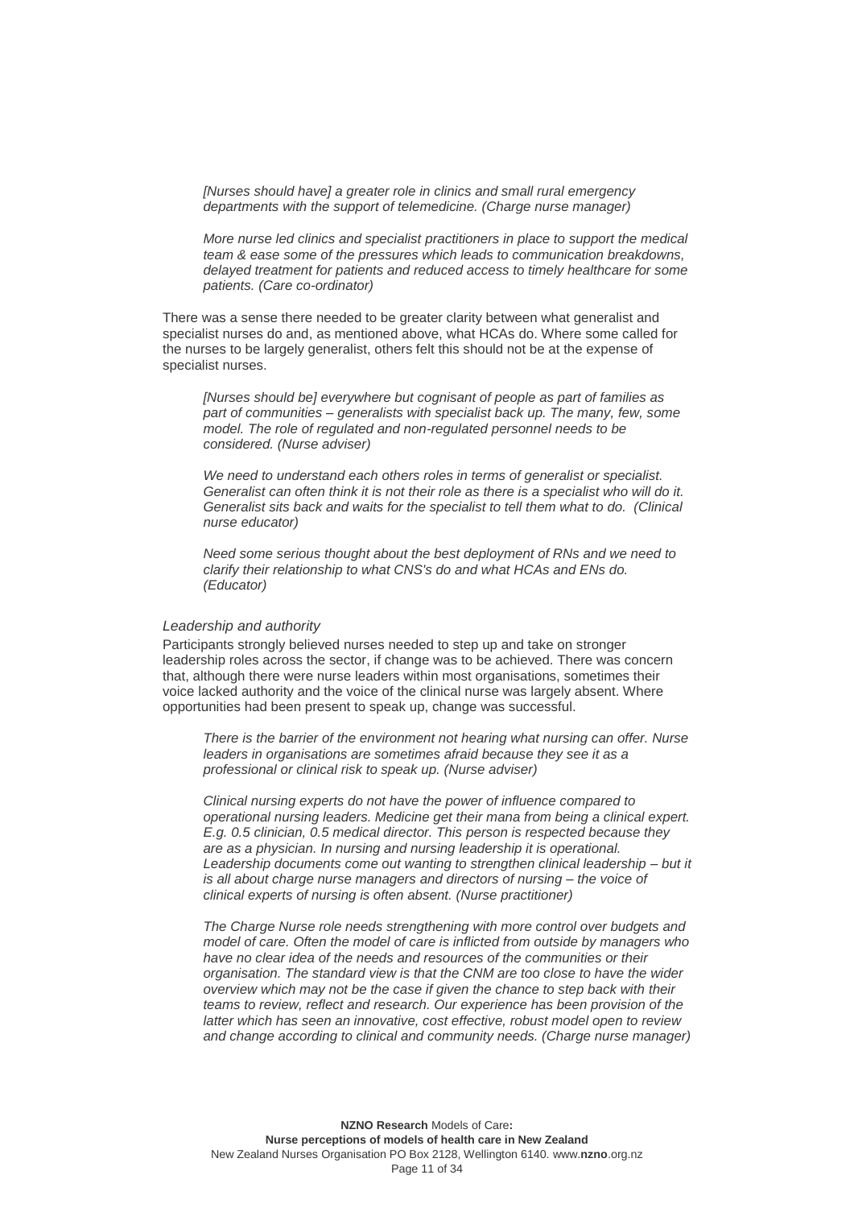*[Nurses should have] a greater role in clinics and small rural emergency departments with the support of telemedicine. (Charge nurse manager)*

*More nurse led clinics and specialist practitioners in place to support the medical team & ease some of the pressures which leads to communication breakdowns, delayed treatment for patients and reduced access to timely healthcare for some patients. (Care co-ordinator)*

There was a sense there needed to be greater clarity between what generalist and specialist nurses do and, as mentioned above, what HCAs do. Where some called for the nurses to be largely generalist, others felt this should not be at the expense of specialist nurses.

*[Nurses should be] everywhere but cognisant of people as part of families as part of communities – generalists with specialist back up. The many, few, some model. The role of regulated and non-regulated personnel needs to be considered. (Nurse adviser)*

*We need to understand each others roles in terms of generalist or specialist. Generalist can often think it is not their role as there is a specialist who will do it. Generalist sits back and waits for the specialist to tell them what to do. (Clinical nurse educator)*

*Need some serious thought about the best deployment of RNs and we need to clarify their relationship to what CNS's do and what HCAs and ENs do. (Educator)*

*Leadership and authority*

Participants strongly believed nurses needed to step up and take on stronger leadership roles across the sector, if change was to be achieved. There was concern that, although there were nurse leaders within most organisations, sometimes their voice lacked authority and the voice of the clinical nurse was largely absent. Where opportunities had been present to speak up, change was successful.

*There is the barrier of the environment not hearing what nursing can offer. Nurse leaders in organisations are sometimes afraid because they see it as a professional or clinical risk to speak up. (Nurse adviser)*

*Clinical nursing experts do not have the power of influence compared to operational nursing leaders. Medicine get their mana from being a clinical expert. E.g. 0.5 clinician, 0.5 medical director. This person is respected because they are as a physician. In nursing and nursing leadership it is operational. Leadership documents come out wanting to strengthen clinical leadership – but it is all about charge nurse managers and directors of nursing – the voice of clinical experts of nursing is often absent. (Nurse practitioner)*

*The Charge Nurse role needs strengthening with more control over budgets and model of care. Often the model of care is inflicted from outside by managers who have no clear idea of the needs and resources of the communities or their organisation. The standard view is that the CNM are too close to have the wider overview which may not be the case if given the chance to step back with their teams to review, reflect and research. Our experience has been provision of the latter which has seen an innovative, cost effective, robust model open to review and change according to clinical and community needs. (Charge nurse manager)*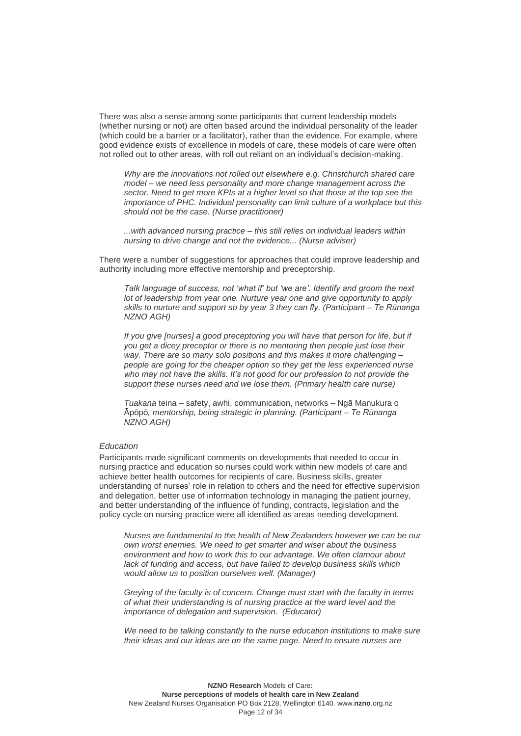There was also a sense among some participants that current leadership models (whether nursing or not) are often based around the individual personality of the leader (which could be a barrier or a facilitator), rather than the evidence. For example, where good evidence exists of excellence in models of care, these models of care were often not rolled out to other areas, with roll out reliant on an individual's decision-making.

> *Why are the innovations not rolled out elsewhere e.g. Christchurch shared care model – we need less personality and more change management across the sector. Need to get more KPIs at a higher level so that those at the top see the importance of PHC. Individual personality can limit culture of a workplace but this should not be the case. (Nurse practitioner)*

> *...with advanced nursing practice – this still relies on individual leaders within nursing to drive change and not the evidence... (Nurse adviser)*

There were a number of suggestions for approaches that could improve leadership and authority including more effective mentorship and preceptorship.

> *Talk language of success, not 'what if' but 'we are'. Identify and groom the next lot of leadership from year one. Nurture year one and give opportunity to apply skills to nurture and support so by year 3 they can fly. (Participant – Te Rūnanga NZNO AGH)*

> *If you give [nurses] a good preceptoring you will have that person for life, but if you get a dicey preceptor or there is no mentoring then people just lose their way. There are so many solo positions and this makes it more challenging – people are going for the cheaper option so they get the less experienced nurse who may not have the skills. It's not good for our profession to not provide the support these nurses need and we lose them. (Primary health care nurse)*

> *Tuakana* teina – safety, awhi, communication, networks – Ngā Manukura o Āpōpō*, mentorship, being strategic in planning. (Participant – Te Rūnanga NZNO AGH)*

*Education*

Participants made significant comments on developments that needed to occur in nursing practice and education so nurses could work within new models of care and achieve better health outcomes for recipients of care. Business skills, greater understanding of nurses' role in relation to others and the need for effective supervision and delegation, better use of information technology in managing the patient journey, and better understanding of the influence of funding, contracts, legislation and the policy cycle on nursing practice were all identified as areas needing development.

> *Nurses are fundamental to the health of New Zealanders however we can be our own worst enemies. We need to get smarter and wiser about the business environment and how to work this to our advantage. We often clamour about lack of funding and access, but have failed to develop business skills which would allow us to position ourselves well. (Manager)*

> *Greying of the faculty is of concern. Change must start with the faculty in terms of what their understanding is of nursing practice at the ward level and the importance of delegation and supervision. (Educator)*

> *We need to be talking constantly to the nurse education institutions to make sure their ideas and our ideas are on the same page. Need to ensure nurses are*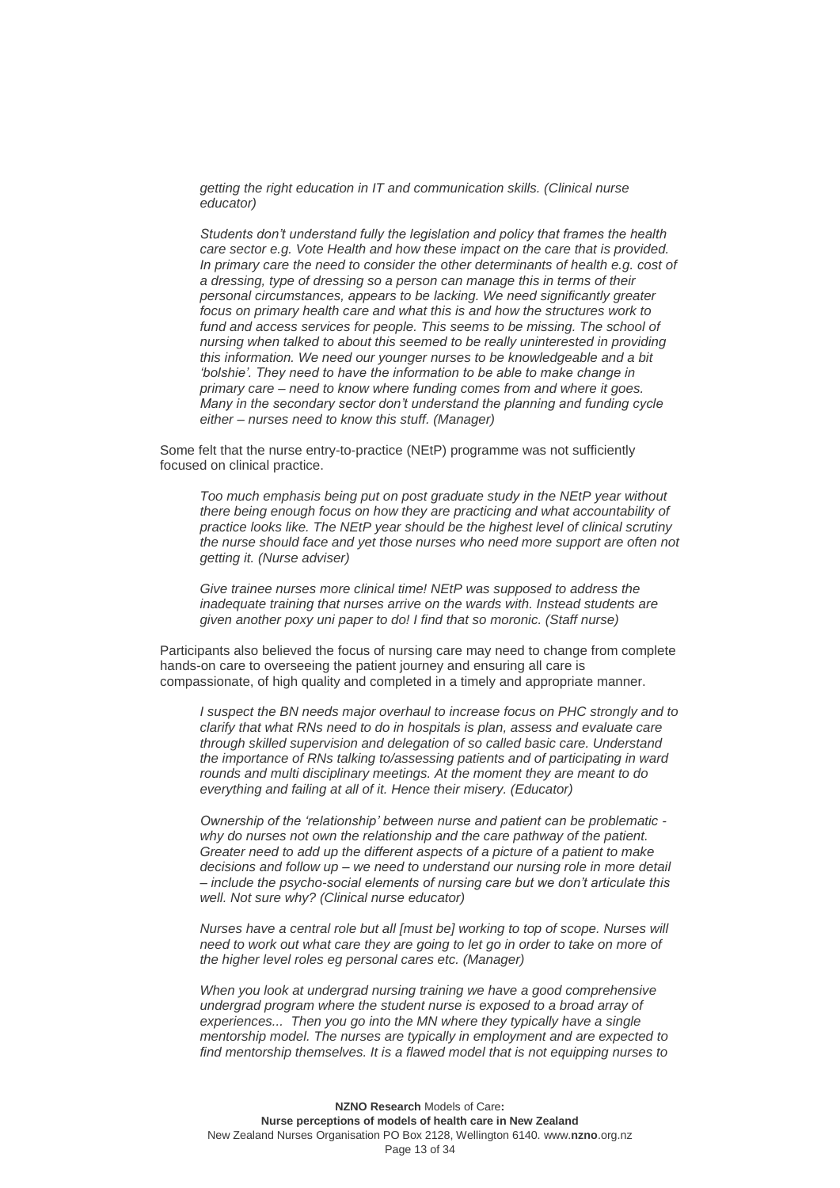*getting the right education in IT and communication skills. (Clinical nurse educator)*

*Students don't understand fully the legislation and policy that frames the health care sector e.g. Vote Health and how these impact on the care that is provided. In primary care the need to consider the other determinants of health e.g. cost of a dressing, type of dressing so a person can manage this in terms of their personal circumstances, appears to be lacking. We need significantly greater focus on primary health care and what this is and how the structures work to fund and access services for people. This seems to be missing. The school of nursing when talked to about this seemed to be really uninterested in providing this information. We need our younger nurses to be knowledgeable and a bit 'bolshie'. They need to have the information to be able to make change in primary care – need to know where funding comes from and where it goes. Many in the secondary sector don't understand the planning and funding cycle either – nurses need to know this stuff. (Manager)*

Some felt that the nurse entry-to-practice (NEtP) programme was not sufficiently focused on clinical practice.

*Too much emphasis being put on post graduate study in the NEtP year without there being enough focus on how they are practicing and what accountability of practice looks like. The NEtP year should be the highest level of clinical scrutiny the nurse should face and yet those nurses who need more support are often not getting it. (Nurse adviser)*

*Give trainee nurses more clinical time! NEtP was supposed to address the inadequate training that nurses arrive on the wards with. Instead students are given another poxy uni paper to do! I find that so moronic. (Staff nurse)*

Participants also believed the focus of nursing care may need to change from complete hands-on care to overseeing the patient journey and ensuring all care is compassionate, of high quality and completed in a timely and appropriate manner.

*I suspect the BN needs major overhaul to increase focus on PHC strongly and to clarify that what RNs need to do in hospitals is plan, assess and evaluate care through skilled supervision and delegation of so called basic care. Understand the importance of RNs talking to/assessing patients and of participating in ward rounds and multi disciplinary meetings. At the moment they are meant to do everything and failing at all of it. Hence their misery. (Educator)*

*Ownership of the 'relationship' between nurse and patient can be problematic - why do nurses not own the relationship and the care pathway of the patient. Greater need to add up the different aspects of a picture of a patient to make decisions and follow up – we need to understand our nursing role in more detail – include the psycho-social elements of nursing care but we don't articulate this well. Not sure why? (Clinical nurse educator)*

*Nurses have a central role but all [must be] working to top of scope. Nurses will need to work out what care they are going to let go in order to take on more of the higher level roles eg personal cares etc. (Manager)*

*When you look at undergrad nursing training we have a good comprehensive undergrad program where the student nurse is exposed to a broad array of experiences... Then you go into the MN where they typically have a single mentorship model. The nurses are typically in employment and are expected to find mentorship themselves. It is a flawed model that is not equipping nurses to*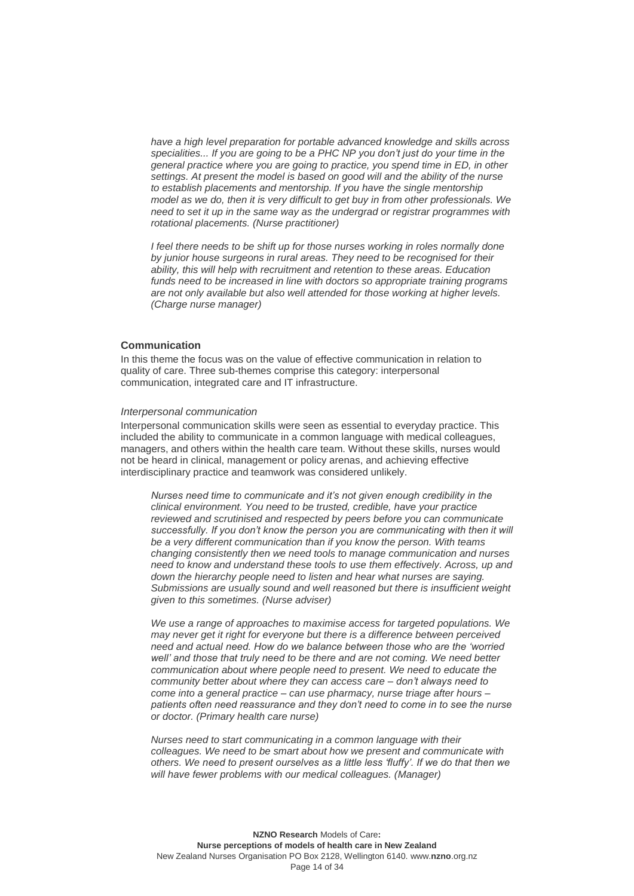*have a high level preparation for portable advanced knowledge and skills across specialities... If you are going to be a PHC NP you don't just do your time in the general practice where you are going to practice, you spend time in ED, in other settings. At present the model is based on good will and the ability of the nurse to establish placements and mentorship. If you have the single mentorship model as we do, then it is very difficult to get buy in from other professionals. We need to set it up in the same way as the undergrad or registrar programmes with rotational placements. (Nurse practitioner)*

*I feel there needs to be shift up for those nurses working in roles normally done by junior house surgeons in rural areas. They need to be recognised for their ability, this will help with recruitment and retention to these areas. Education funds need to be increased in line with doctors so appropriate training programs are not only available but also well attended for those working at higher levels. (Charge nurse manager)*

**Communication**

In this theme the focus was on the value of effective communication in relation to quality of care. Three sub-themes comprise this category: interpersonal communication, integrated care and IT infrastructure.

*Interpersonal communication*

Interpersonal communication skills were seen as essential to everyday practice. This included the ability to communicate in a common language with medical colleagues, managers, and others within the health care team. Without these skills, nurses would not be heard in clinical, management or policy arenas, and achieving effective interdisciplinary practice and teamwork was considered unlikely.

*Nurses need time to communicate and it's not given enough credibility in the clinical environment. You need to be trusted, credible, have your practice reviewed and scrutinised and respected by peers before you can communicate successfully. If you don't know the person you are communicating with then it will be a very different communication than if you know the person. With teams changing consistently then we need tools to manage communication and nurses need to know and understand these tools to use them effectively. Across, up and down the hierarchy people need to listen and hear what nurses are saying. Submissions are usually sound and well reasoned but there is insufficient weight given to this sometimes. (Nurse adviser)*

*We use a range of approaches to maximise access for targeted populations. We may never get it right for everyone but there is a difference between perceived need and actual need. How do we balance between those who are the 'worried well' and those that truly need to be there and are not coming. We need better communication about where people need to present. We need to educate the community better about where they can access care – don't always need to come into a general practice – can use pharmacy, nurse triage after hours – patients often need reassurance and they don't need to come in to see the nurse or doctor. (Primary health care nurse)*

*Nurses need to start communicating in a common language with their colleagues. We need to be smart about how we present and communicate with others. We need to present ourselves as a little less 'fluffy'. If we do that then we will have fewer problems with our medical colleagues. (Manager)*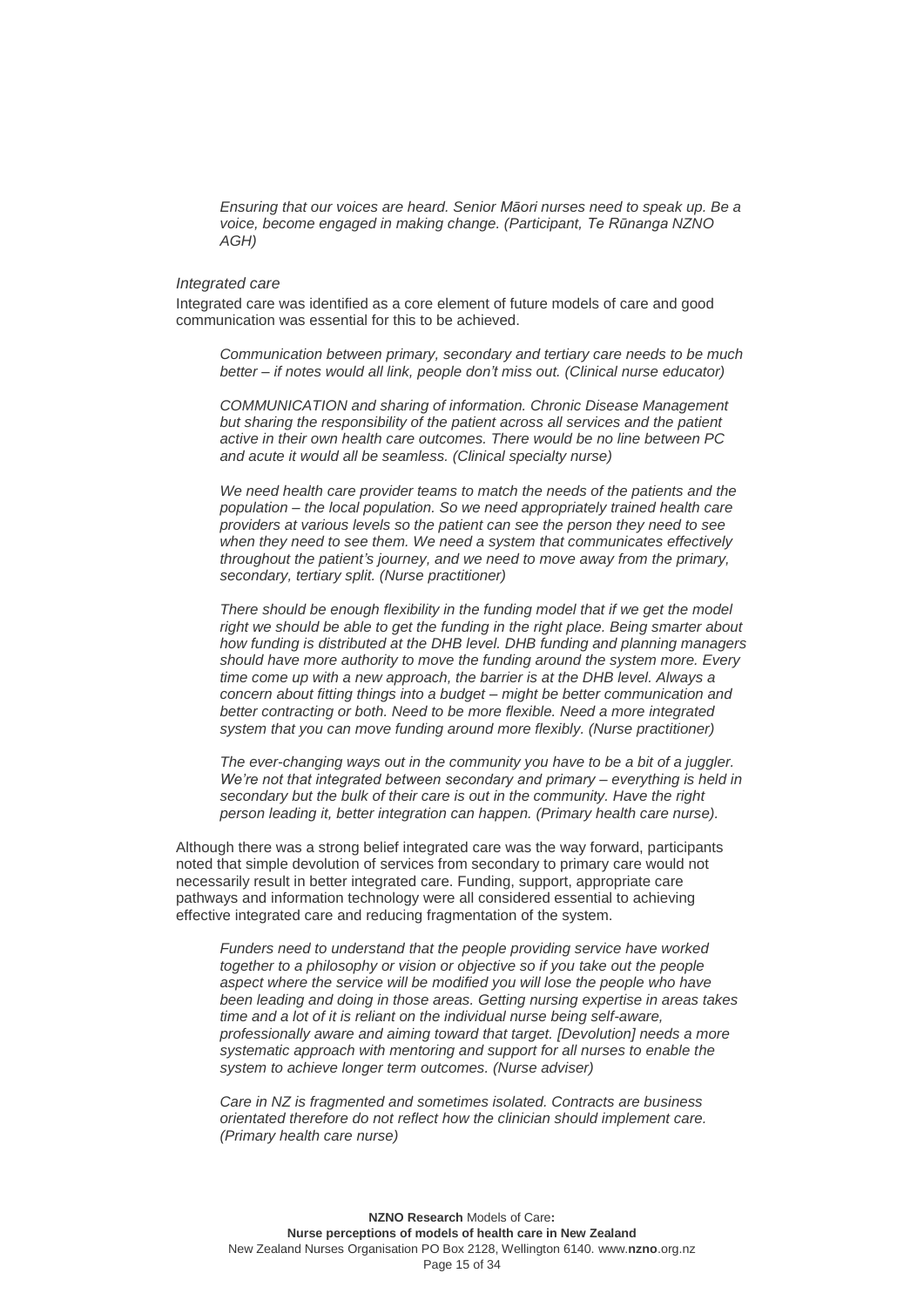> *Ensuring that our voices are heard. Senior Māori nurses need to speak up. Be a voice, become engaged in making change. (Participant, Te Rūnanga NZNO AGH)*

*Integrated care*

Integrated care was identified as a core element of future models of care and good communication was essential for this to be achieved.

> *Communication between primary, secondary and tertiary care needs to be much better – if notes would all link, people don't miss out. (Clinical nurse educator)*

> *COMMUNICATION and sharing of information. Chronic Disease Management but sharing the responsibility of the patient across all services and the patient active in their own health care outcomes. There would be no line between PC and acute it would all be seamless. (Clinical specialty nurse)*

> *We need health care provider teams to match the needs of the patients and the population – the local population. So we need appropriately trained health care providers at various levels so the patient can see the person they need to see when they need to see them. We need a system that communicates effectively throughout the patient's journey, and we need to move away from the primary, secondary, tertiary split. (Nurse practitioner)*

> *There should be enough flexibility in the funding model that if we get the model right we should be able to get the funding in the right place. Being smarter about how funding is distributed at the DHB level. DHB funding and planning managers should have more authority to move the funding around the system more. Every time come up with a new approach, the barrier is at the DHB level. Always a concern about fitting things into a budget – might be better communication and better contracting or both. Need to be more flexible. Need a more integrated system that you can move funding around more flexibly. (Nurse practitioner)*

> *The ever-changing ways out in the community you have to be a bit of a juggler. We're not that integrated between secondary and primary – everything is held in secondary but the bulk of their care is out in the community. Have the right person leading it, better integration can happen. (Primary health care nurse).*

Although there was a strong belief integrated care was the way forward, participants noted that simple devolution of services from secondary to primary care would not necessarily result in better integrated care. Funding, support, appropriate care pathways and information technology were all considered essential to achieving effective integrated care and reducing fragmentation of the system.

> *Funders need to understand that the people providing service have worked together to a philosophy or vision or objective so if you take out the people aspect where the service will be modified you will lose the people who have been leading and doing in those areas. Getting nursing expertise in areas takes time and a lot of it is reliant on the individual nurse being self-aware, professionally aware and aiming toward that target. [Devolution] needs a more systematic approach with mentoring and support for all nurses to enable the system to achieve longer term outcomes. (Nurse adviser)*

> *Care in NZ is fragmented and sometimes isolated. Contracts are business orientated therefore do not reflect how the clinician should implement care. (Primary health care nurse)*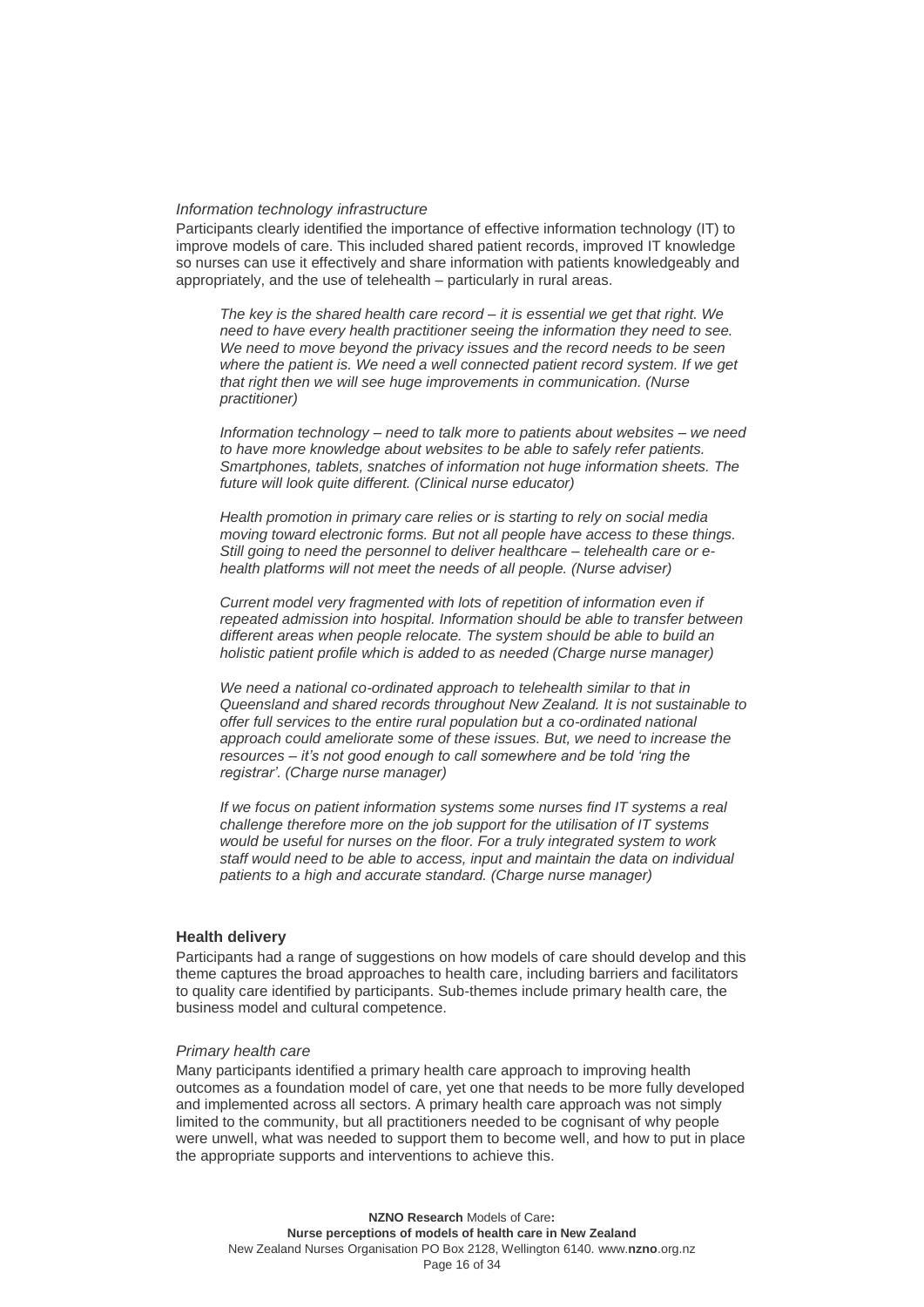*Information technology infrastructure*

Participants clearly identified the importance of effective information technology (IT) to improve models of care. This included shared patient records, improved IT knowledge so nurses can use it effectively and share information with patients knowledgeably and appropriately, and the use of telehealth – particularly in rural areas.

> *The key is the shared health care record – it is essential we get that right. We need to have every health practitioner seeing the information they need to see. We need to move beyond the privacy issues and the record needs to be seen where the patient is. We need a well connected patient record system. If we get that right then we will see huge improvements in communication. (Nurse practitioner)*

> *Information technology – need to talk more to patients about websites – we need to have more knowledge about websites to be able to safely refer patients. Smartphones, tablets, snatches of information not huge information sheets. The future will look quite different. (Clinical nurse educator)*

> *Health promotion in primary care relies or is starting to rely on social media moving toward electronic forms. But not all people have access to these things. Still going to need the personnel to deliver healthcare – telehealth care or e-health platforms will not meet the needs of all people. (Nurse adviser)*

> *Current model very fragmented with lots of repetition of information even if repeated admission into hospital. Information should be able to transfer between different areas when people relocate. The system should be able to build an holistic patient profile which is added to as needed (Charge nurse manager)*

> *We need a national co-ordinated approach to telehealth similar to that in Queensland and shared records throughout New Zealand. It is not sustainable to offer full services to the entire rural population but a co-ordinated national approach could ameliorate some of these issues. But, we need to increase the resources – it's not good enough to call somewhere and be told 'ring the registrar'. (Charge nurse manager)*

> *If we focus on patient information systems some nurses find IT systems a real challenge therefore more on the job support for the utilisation of IT systems would be useful for nurses on the floor. For a truly integrated system to work staff would need to be able to access, input and maintain the data on individual patients to a high and accurate standard. (Charge nurse manager)*

**Health delivery**

Participants had a range of suggestions on how models of care should develop and this theme captures the broad approaches to health care, including barriers and facilitators to quality care identified by participants. Sub-themes include primary health care, the business model and cultural competence.

*Primary health care*

Many participants identified a primary health care approach to improving health outcomes as a foundation model of care, yet one that needs to be more fully developed and implemented across all sectors. A primary health care approach was not simply limited to the community, but all practitioners needed to be cognisant of why people were unwell, what was needed to support them to become well, and how to put in place the appropriate supports and interventions to achieve this.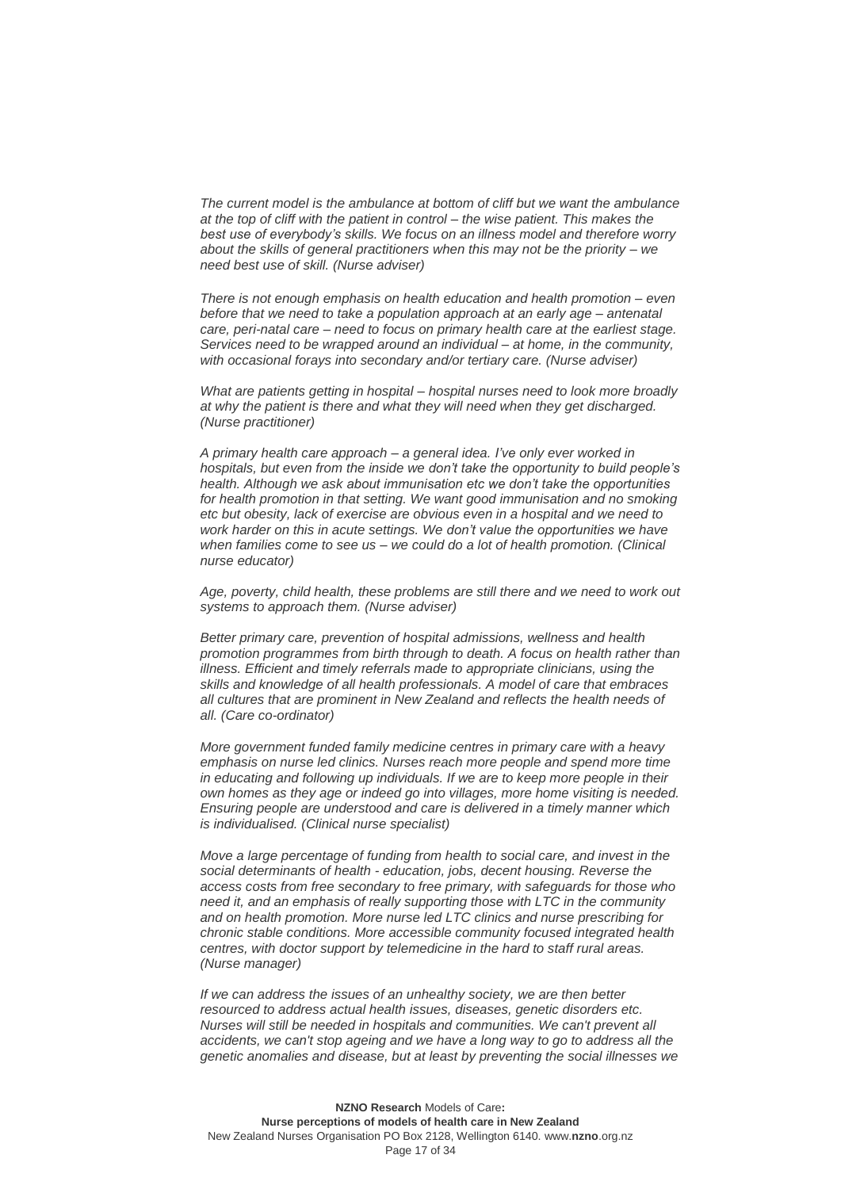*The current model is the ambulance at bottom of cliff but we want the ambulance at the top of cliff with the patient in control – the wise patient. This makes the best use of everybody's skills. We focus on an illness model and therefore worry about the skills of general practitioners when this may not be the priority – we need best use of skill. (Nurse adviser)*

*There is not enough emphasis on health education and health promotion – even before that we need to take a population approach at an early age – antenatal care, peri-natal care – need to focus on primary health care at the earliest stage. Services need to be wrapped around an individual – at home, in the community, with occasional forays into secondary and/or tertiary care. (Nurse adviser)*

*What are patients getting in hospital – hospital nurses need to look more broadly at why the patient is there and what they will need when they get discharged. (Nurse practitioner)*

*A primary health care approach – a general idea. I've only ever worked in hospitals, but even from the inside we don't take the opportunity to build people's health. Although we ask about immunisation etc we don't take the opportunities for health promotion in that setting. We want good immunisation and no smoking etc but obesity, lack of exercise are obvious even in a hospital and we need to work harder on this in acute settings. We don't value the opportunities we have when families come to see us – we could do a lot of health promotion. (Clinical nurse educator)*

*Age, poverty, child health, these problems are still there and we need to work out systems to approach them. (Nurse adviser)*

*Better primary care, prevention of hospital admissions, wellness and health promotion programmes from birth through to death. A focus on health rather than illness. Efficient and timely referrals made to appropriate clinicians, using the skills and knowledge of all health professionals. A model of care that embraces all cultures that are prominent in New Zealand and reflects the health needs of all. (Care co-ordinator)*

*More government funded family medicine centres in primary care with a heavy emphasis on nurse led clinics. Nurses reach more people and spend more time in educating and following up individuals. If we are to keep more people in their own homes as they age or indeed go into villages, more home visiting is needed. Ensuring people are understood and care is delivered in a timely manner which is individualised. (Clinical nurse specialist)*

*Move a large percentage of funding from health to social care, and invest in the social determinants of health - education, jobs, decent housing. Reverse the access costs from free secondary to free primary, with safeguards for those who need it, and an emphasis of really supporting those with LTC in the community and on health promotion. More nurse led LTC clinics and nurse prescribing for chronic stable conditions. More accessible community focused integrated health centres, with doctor support by telemedicine in the hard to staff rural areas. (Nurse manager)*

*If we can address the issues of an unhealthy society, we are then better resourced to address actual health issues, diseases, genetic disorders etc. Nurses will still be needed in hospitals and communities. We can't prevent all accidents, we can't stop ageing and we have a long way to go to address all the genetic anomalies and disease, but at least by preventing the social illnesses we*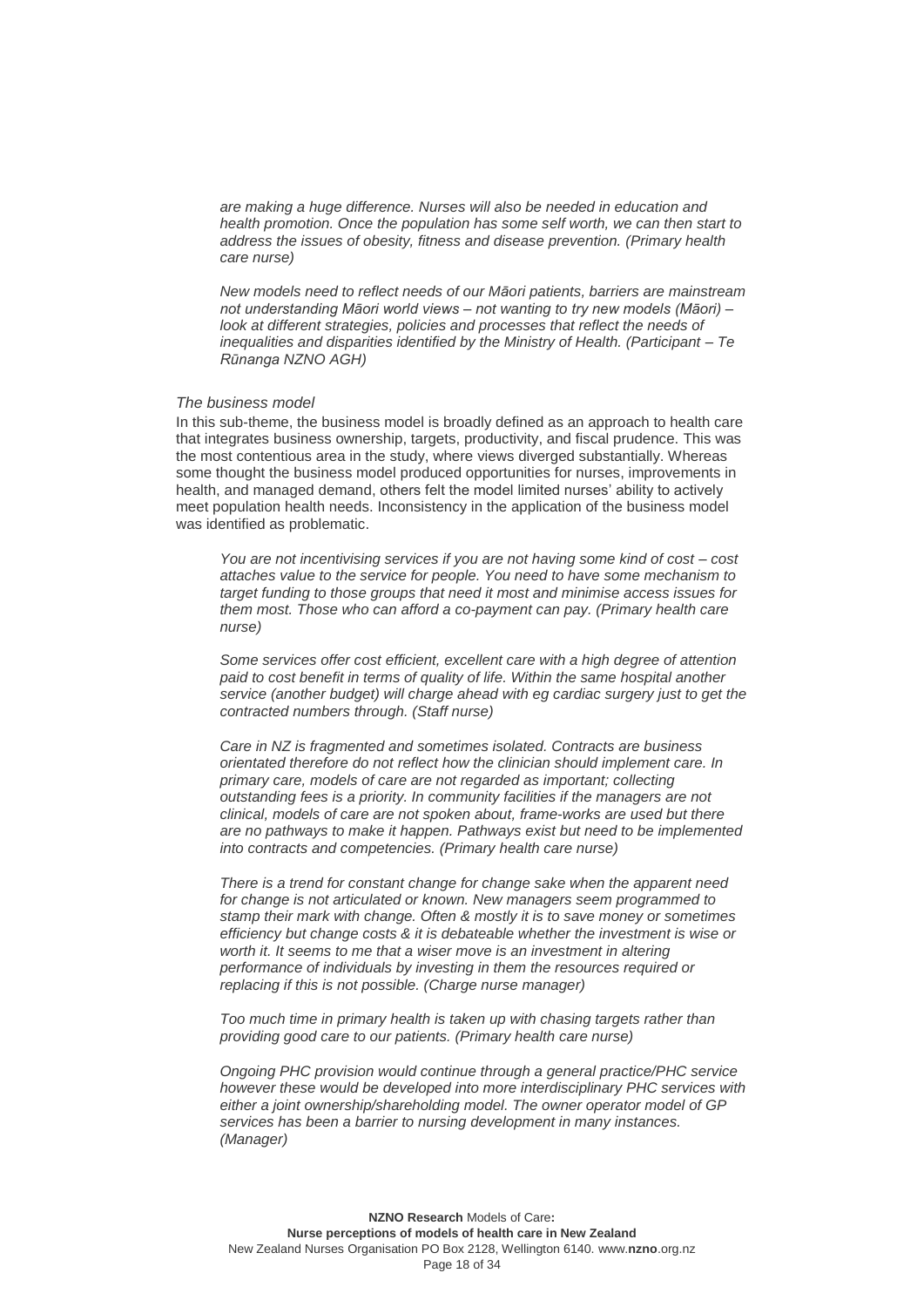*are making a huge difference. Nurses will also be needed in education and health promotion. Once the population has some self worth, we can then start to address the issues of obesity, fitness and disease prevention. (Primary health care nurse)*

*New models need to reflect needs of our Māori patients, barriers are mainstream not understanding Māori world views – not wanting to try new models (Māori) – look at different strategies, policies and processes that reflect the needs of inequalities and disparities identified by the Ministry of Health. (Participant – Te Rūnanga NZNO AGH)*

*The business model*

In this sub-theme, the business model is broadly defined as an approach to health care that integrates business ownership, targets, productivity, and fiscal prudence. This was the most contentious area in the study, where views diverged substantially. Whereas some thought the business model produced opportunities for nurses, improvements in health, and managed demand, others felt the model limited nurses' ability to actively meet population health needs. Inconsistency in the application of the business model was identified as problematic.

*You are not incentivising services if you are not having some kind of cost – cost attaches value to the service for people. You need to have some mechanism to target funding to those groups that need it most and minimise access issues for them most. Those who can afford a co-payment can pay. (Primary health care nurse)*

*Some services offer cost efficient, excellent care with a high degree of attention paid to cost benefit in terms of quality of life. Within the same hospital another service (another budget) will charge ahead with eg cardiac surgery just to get the contracted numbers through. (Staff nurse)*

*Care in NZ is fragmented and sometimes isolated. Contracts are business orientated therefore do not reflect how the clinician should implement care. In primary care, models of care are not regarded as important; collecting outstanding fees is a priority. In community facilities if the managers are not clinical, models of care are not spoken about, frame-works are used but there are no pathways to make it happen. Pathways exist but need to be implemented into contracts and competencies. (Primary health care nurse)*

*There is a trend for constant change for change sake when the apparent need for change is not articulated or known. New managers seem programmed to stamp their mark with change. Often & mostly it is to save money or sometimes efficiency but change costs & it is debateable whether the investment is wise or worth it. It seems to me that a wiser move is an investment in altering performance of individuals by investing in them the resources required or replacing if this is not possible. (Charge nurse manager)*

*Too much time in primary health is taken up with chasing targets rather than providing good care to our patients. (Primary health care nurse)*

*Ongoing PHC provision would continue through a general practice/PHC service however these would be developed into more interdisciplinary PHC services with either a joint ownership/shareholding model. The owner operator model of GP services has been a barrier to nursing development in many instances. (Manager)*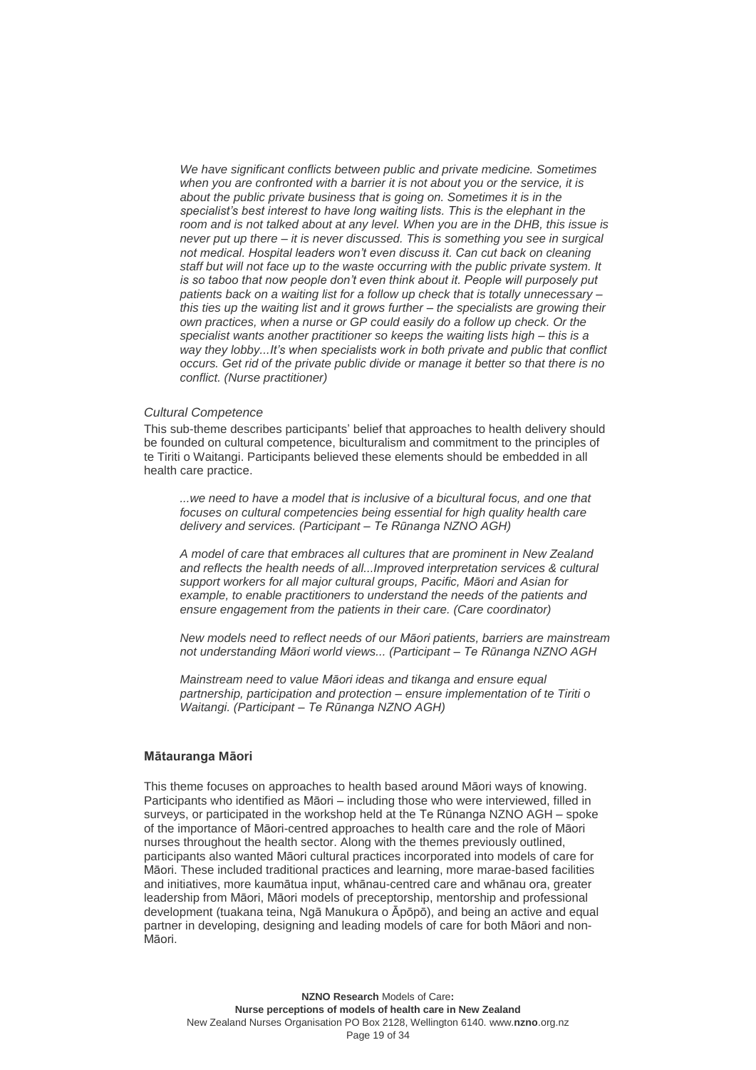*We have significant conflicts between public and private medicine. Sometimes when you are confronted with a barrier it is not about you or the service, it is about the public private business that is going on. Sometimes it is in the specialist's best interest to have long waiting lists. This is the elephant in the room and is not talked about at any level. When you are in the DHB, this issue is never put up there – it is never discussed. This is something you see in surgical not medical. Hospital leaders won't even discuss it. Can cut back on cleaning staff but will not face up to the waste occurring with the public private system. It is so taboo that now people don't even think about it. People will purposely put patients back on a waiting list for a follow up check that is totally unnecessary – this ties up the waiting list and it grows further – the specialists are growing their own practices, when a nurse or GP could easily do a follow up check. Or the specialist wants another practitioner so keeps the waiting lists high – this is a way they lobby...It's when specialists work in both private and public that conflict occurs. Get rid of the private public divide or manage it better so that there is no conflict. (Nurse practitioner)*

*Cultural Competence*

This sub-theme describes participants' belief that approaches to health delivery should be founded on cultural competence, biculturalism and commitment to the principles of te Tiriti o Waitangi. Participants believed these elements should be embedded in all health care practice.

*...we need to have a model that is inclusive of a bicultural focus, and one that focuses on cultural competencies being essential for high quality health care delivery and services. (Participant – Te Rūnanga NZNO AGH)*

*A model of care that embraces all cultures that are prominent in New Zealand and reflects the health needs of all...Improved interpretation services & cultural support workers for all major cultural groups, Pacific, Māori and Asian for example, to enable practitioners to understand the needs of the patients and ensure engagement from the patients in their care. (Care coordinator)*

*New models need to reflect needs of our Māori patients, barriers are mainstream not understanding Māori world views... (Participant – Te Rūnanga NZNO AGH*

*Mainstream need to value Māori ideas and tikanga and ensure equal partnership, participation and protection – ensure implementation of te Tiriti o Waitangi. (Participant – Te Rūnanga NZNO AGH)*

**Mātauranga Māori**

This theme focuses on approaches to health based around Māori ways of knowing. Participants who identified as Māori – including those who were interviewed, filled in surveys, or participated in the workshop held at the Te Rūnanga NZNO AGH – spoke of the importance of Māori-centred approaches to health care and the role of Māori nurses throughout the health sector. Along with the themes previously outlined, participants also wanted Māori cultural practices incorporated into models of care for Māori. These included traditional practices and learning, more marae-based facilities and initiatives, more kaumātua input, whānau-centred care and whānau ora, greater leadership from Māori, Māori models of preceptorship, mentorship and professional development (tuakana teina, Ngā Manukura o Āpōpō), and being an active and equal partner in developing, designing and leading models of care for both Māori and non-Māori.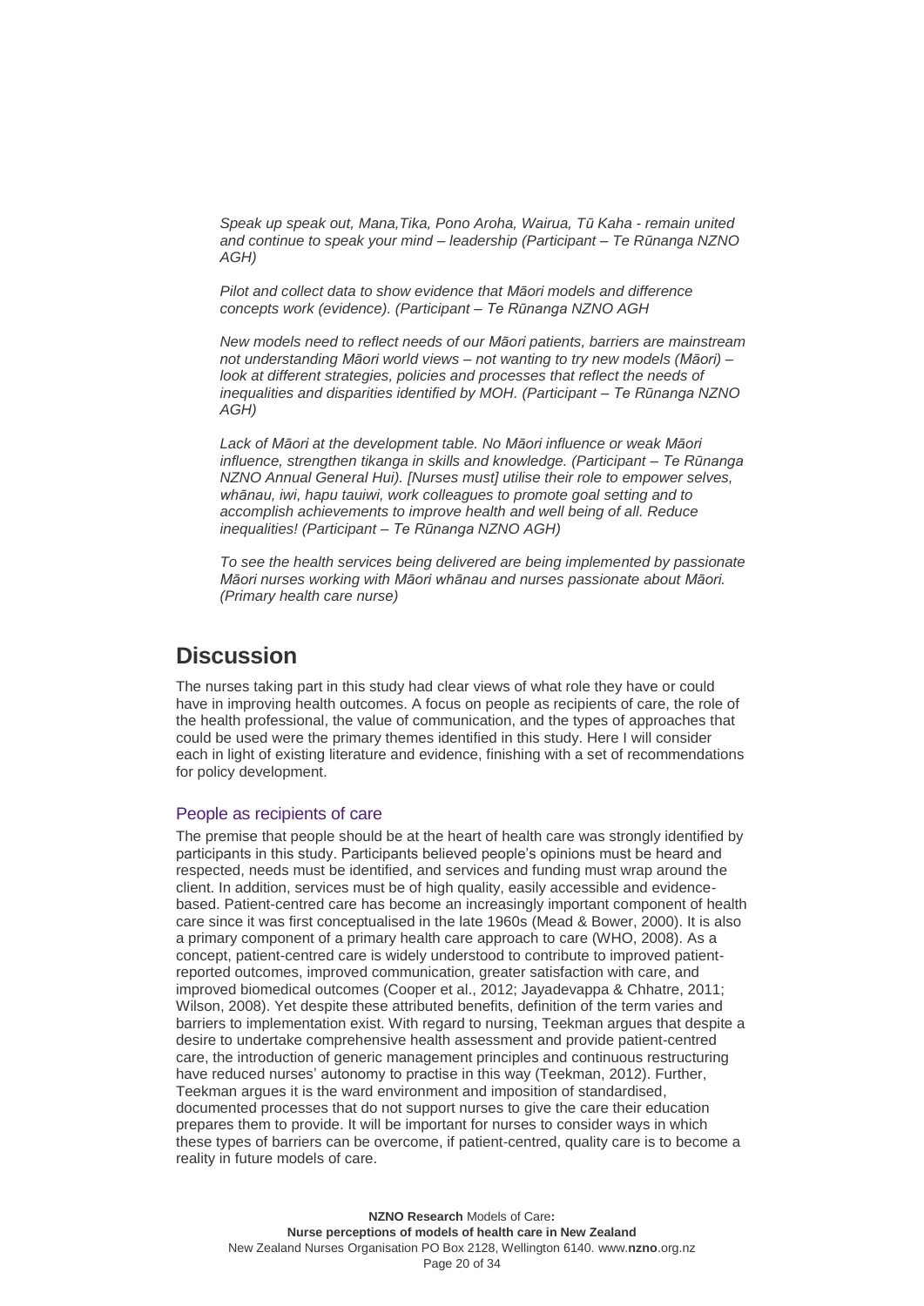*Speak up speak out, Mana,Tika, Pono Aroha, Wairua, Tū Kaha - remain united and continue to speak your mind – leadership (Participant – Te Rūnanga NZNO AGH)*

*Pilot and collect data to show evidence that Māori models and difference concepts work (evidence). (Participant – Te Rūnanga NZNO AGH*

*New models need to reflect needs of our Māori patients, barriers are mainstream not understanding Māori world views – not wanting to try new models (Māori) – look at different strategies, policies and processes that reflect the needs of inequalities and disparities identified by MOH. (Participant – Te Rūnanga NZNO AGH)*

*Lack of Māori at the development table. No Māori influence or weak Māori influence, strengthen tikanga in skills and knowledge. (Participant – Te Rūnanga NZNO Annual General Hui). [Nurses must] utilise their role to empower selves, whānau, iwi, hapu tauiwi, work colleagues to promote goal setting and to accomplish achievements to improve health and well being of all. Reduce inequalities! (Participant – Te Rūnanga NZNO AGH)*

*To see the health services being delivered are being implemented by passionate Māori nurses working with Māori whānau and nurses passionate about Māori. (Primary health care nurse)*

## Discussion

The nurses taking part in this study had clear views of what role they have or could have in improving health outcomes. A focus on people as recipients of care, the role of the health professional, the value of communication, and the types of approaches that could be used were the primary themes identified in this study. Here I will consider each in light of existing literature and evidence, finishing with a set of recommendations for policy development.

### People as recipients of care

The premise that people should be at the heart of health care was strongly identified by participants in this study. Participants believed people's opinions must be heard and respected, needs must be identified, and services and funding must wrap around the client. In addition, services must be of high quality, easily accessible and evidence-based. Patient-centred care has become an increasingly important component of health care since it was first conceptualised in the late 1960s (Mead & Bower, 2000). It is also a primary component of a primary health care approach to care (WHO, 2008). As a concept, patient-centred care is widely understood to contribute to improved patient-reported outcomes, improved communication, greater satisfaction with care, and improved biomedical outcomes (Cooper et al., 2012; Jayadevappa & Chhatre, 2011; Wilson, 2008). Yet despite these attributed benefits, definition of the term varies and barriers to implementation exist. With regard to nursing, Teekman argues that despite a desire to undertake comprehensive health assessment and provide patient-centred care, the introduction of generic management principles and continuous restructuring have reduced nurses' autonomy to practise in this way (Teekman, 2012). Further, Teekman argues it is the ward environment and imposition of standardised, documented processes that do not support nurses to give the care their education prepares them to provide. It will be important for nurses to consider ways in which these types of barriers can be overcome, if patient-centred, quality care is to become a reality in future models of care.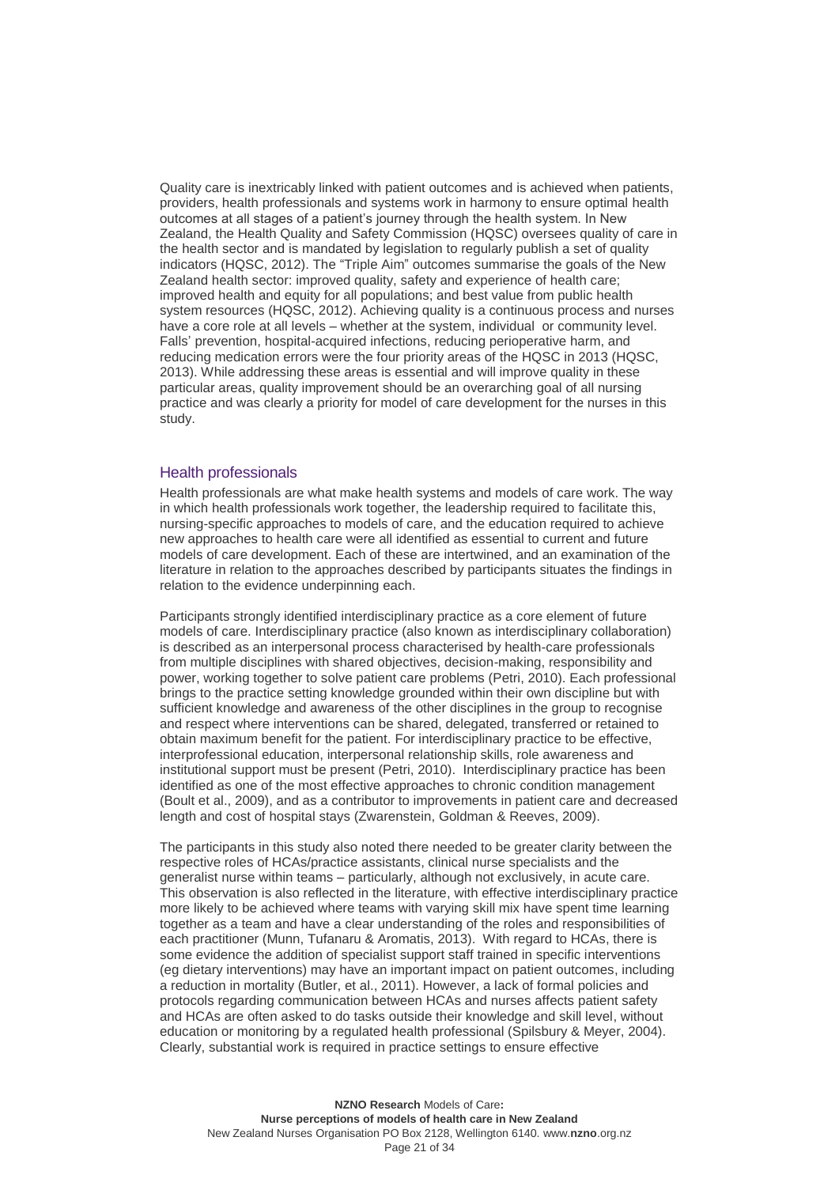Quality care is inextricably linked with patient outcomes and is achieved when patients, providers, health professionals and systems work in harmony to ensure optimal health outcomes at all stages of a patient's journey through the health system. In New Zealand, the Health Quality and Safety Commission (HQSC) oversees quality of care in the health sector and is mandated by legislation to regularly publish a set of quality indicators (HQSC, 2012). The "Triple Aim" outcomes summarise the goals of the New Zealand health sector: improved quality, safety and experience of health care; improved health and equity for all populations; and best value from public health system resources (HQSC, 2012). Achieving quality is a continuous process and nurses have a core role at all levels – whether at the system, individual or community level. Falls' prevention, hospital-acquired infections, reducing perioperative harm, and reducing medication errors were the four priority areas of the HQSC in 2013 (HQSC, 2013). While addressing these areas is essential and will improve quality in these particular areas, quality improvement should be an overarching goal of all nursing practice and was clearly a priority for model of care development for the nurses in this study.

## Health professionals

Health professionals are what make health systems and models of care work. The way in which health professionals work together, the leadership required to facilitate this, nursing-specific approaches to models of care, and the education required to achieve new approaches to health care were all identified as essential to current and future models of care development. Each of these are intertwined, and an examination of the literature in relation to the approaches described by participants situates the findings in relation to the evidence underpinning each.

Participants strongly identified interdisciplinary practice as a core element of future models of care. Interdisciplinary practice (also known as interdisciplinary collaboration) is described as an interpersonal process characterised by health-care professionals from multiple disciplines with shared objectives, decision-making, responsibility and power, working together to solve patient care problems (Petri, 2010). Each professional brings to the practice setting knowledge grounded within their own discipline but with sufficient knowledge and awareness of the other disciplines in the group to recognise and respect where interventions can be shared, delegated, transferred or retained to obtain maximum benefit for the patient. For interdisciplinary practice to be effective, interprofessional education, interpersonal relationship skills, role awareness and institutional support must be present (Petri, 2010). Interdisciplinary practice has been identified as one of the most effective approaches to chronic condition management (Boult et al., 2009), and as a contributor to improvements in patient care and decreased length and cost of hospital stays (Zwarenstein, Goldman & Reeves, 2009).

The participants in this study also noted there needed to be greater clarity between the respective roles of HCAs/practice assistants, clinical nurse specialists and the generalist nurse within teams – particularly, although not exclusively, in acute care. This observation is also reflected in the literature, with effective interdisciplinary practice more likely to be achieved where teams with varying skill mix have spent time learning together as a team and have a clear understanding of the roles and responsibilities of each practitioner (Munn, Tufanaru & Aromatis, 2013). With regard to HCAs, there is some evidence the addition of specialist support staff trained in specific interventions (eg dietary interventions) may have an important impact on patient outcomes, including a reduction in mortality (Butler, et al., 2011). However, a lack of formal policies and protocols regarding communication between HCAs and nurses affects patient safety and HCAs are often asked to do tasks outside their knowledge and skill level, without education or monitoring by a regulated health professional (Spilsbury & Meyer, 2004). Clearly, substantial work is required in practice settings to ensure effective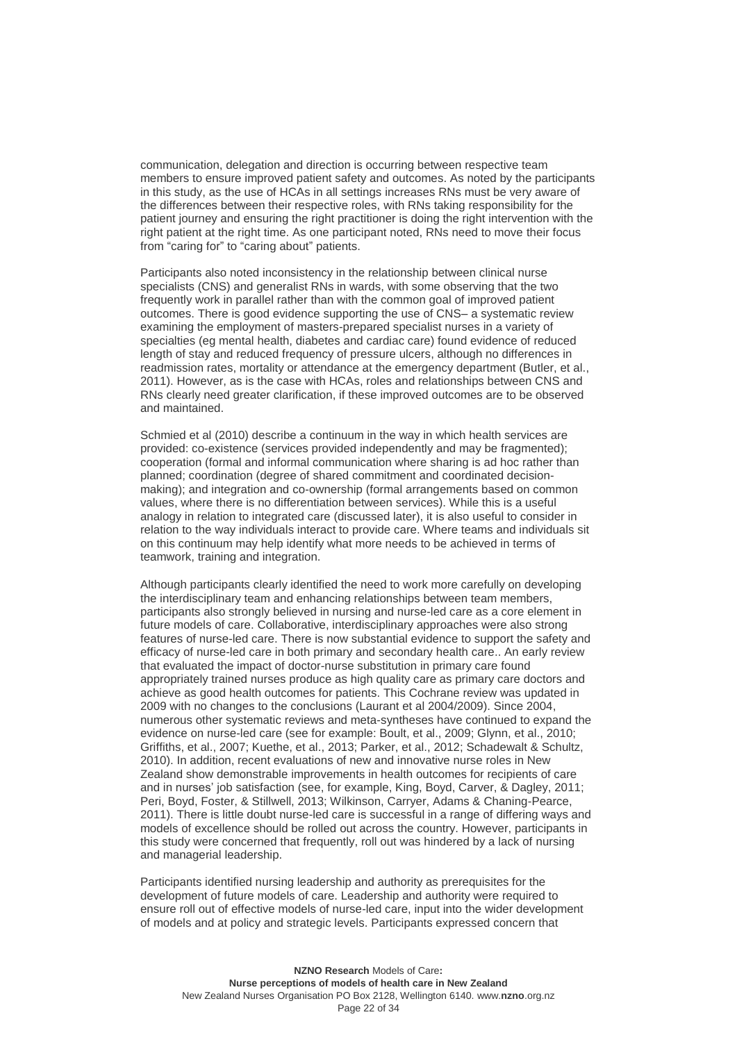communication, delegation and direction is occurring between respective team members to ensure improved patient safety and outcomes. As noted by the participants in this study, as the use of HCAs in all settings increases RNs must be very aware of the differences between their respective roles, with RNs taking responsibility for the patient journey and ensuring the right practitioner is doing the right intervention with the right patient at the right time. As one participant noted, RNs need to move their focus from "caring for" to "caring about" patients.

Participants also noted inconsistency in the relationship between clinical nurse specialists (CNS) and generalist RNs in wards, with some observing that the two frequently work in parallel rather than with the common goal of improved patient outcomes. There is good evidence supporting the use of CNS– a systematic review examining the employment of masters-prepared specialist nurses in a variety of specialties (eg mental health, diabetes and cardiac care) found evidence of reduced length of stay and reduced frequency of pressure ulcers, although no differences in readmission rates, mortality or attendance at the emergency department (Butler, et al., 2011). However, as is the case with HCAs, roles and relationships between CNS and RNs clearly need greater clarification, if these improved outcomes are to be observed and maintained.

Schmied et al (2010) describe a continuum in the way in which health services are provided: co-existence (services provided independently and may be fragmented); cooperation (formal and informal communication where sharing is ad hoc rather than planned; coordination (degree of shared commitment and coordinated decision-making); and integration and co-ownership (formal arrangements based on common values, where there is no differentiation between services). While this is a useful analogy in relation to integrated care (discussed later), it is also useful to consider in relation to the way individuals interact to provide care. Where teams and individuals sit on this continuum may help identify what more needs to be achieved in terms of teamwork, training and integration.

Although participants clearly identified the need to work more carefully on developing the interdisciplinary team and enhancing relationships between team members, participants also strongly believed in nursing and nurse-led care as a core element in future models of care. Collaborative, interdisciplinary approaches were also strong features of nurse-led care. There is now substantial evidence to support the safety and efficacy of nurse-led care in both primary and secondary health care.. An early review that evaluated the impact of doctor-nurse substitution in primary care found appropriately trained nurses produce as high quality care as primary care doctors and achieve as good health outcomes for patients. This Cochrane review was updated in 2009 with no changes to the conclusions (Laurant et al 2004/2009). Since 2004, numerous other systematic reviews and meta-syntheses have continued to expand the evidence on nurse-led care (see for example: Boult, et al., 2009; Glynn, et al., 2010; Griffiths, et al., 2007; Kuethe, et al., 2013; Parker, et al., 2012; Schadewalt & Schultz, 2010). In addition, recent evaluations of new and innovative nurse roles in New Zealand show demonstrable improvements in health outcomes for recipients of care and in nurses' job satisfaction (see, for example, King, Boyd, Carver, & Dagley, 2011; Peri, Boyd, Foster, & Stillwell, 2013; Wilkinson, Carryer, Adams & Chaning-Pearce, 2011). There is little doubt nurse-led care is successful in a range of differing ways and models of excellence should be rolled out across the country. However, participants in this study were concerned that frequently, roll out was hindered by a lack of nursing and managerial leadership.

Participants identified nursing leadership and authority as prerequisites for the development of future models of care. Leadership and authority were required to ensure roll out of effective models of nurse-led care, input into the wider development of models and at policy and strategic levels. Participants expressed concern that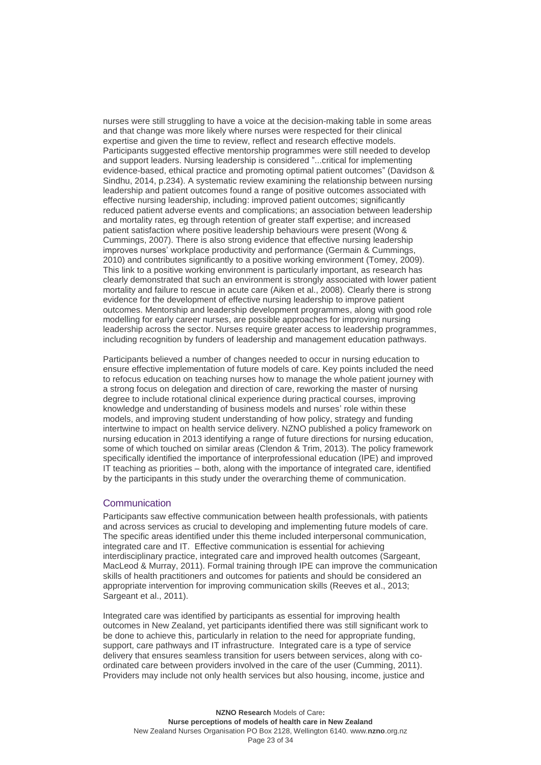nurses were still struggling to have a voice at the decision-making table in some areas and that change was more likely where nurses were respected for their clinical expertise and given the time to review, reflect and research effective models. Participants suggested effective mentorship programmes were still needed to develop and support leaders. Nursing leadership is considered "...critical for implementing evidence-based, ethical practice and promoting optimal patient outcomes" (Davidson & Sindhu, 2014, p.234). A systematic review examining the relationship between nursing leadership and patient outcomes found a range of positive outcomes associated with effective nursing leadership, including: improved patient outcomes; significantly reduced patient adverse events and complications; an association between leadership and mortality rates, eg through retention of greater staff expertise; and increased patient satisfaction where positive leadership behaviours were present (Wong & Cummings, 2007). There is also strong evidence that effective nursing leadership improves nurses' workplace productivity and performance (Germain & Cummings, 2010) and contributes significantly to a positive working environment (Tomey, 2009). This link to a positive working environment is particularly important, as research has clearly demonstrated that such an environment is strongly associated with lower patient mortality and failure to rescue in acute care (Aiken et al., 2008). Clearly there is strong evidence for the development of effective nursing leadership to improve patient outcomes. Mentorship and leadership development programmes, along with good role modelling for early career nurses, are possible approaches for improving nursing leadership across the sector. Nurses require greater access to leadership programmes, including recognition by funders of leadership and management education pathways.

Participants believed a number of changes needed to occur in nursing education to ensure effective implementation of future models of care. Key points included the need to refocus education on teaching nurses how to manage the whole patient journey with a strong focus on delegation and direction of care, reworking the master of nursing degree to include rotational clinical experience during practical courses, improving knowledge and understanding of business models and nurses' role within these models, and improving student understanding of how policy, strategy and funding intertwine to impact on health service delivery. NZNO published a policy framework on nursing education in 2013 identifying a range of future directions for nursing education, some of which touched on similar areas (Clendon & Trim, 2013). The policy framework specifically identified the importance of interprofessional education (IPE) and improved IT teaching as priorities – both, along with the importance of integrated care, identified by the participants in this study under the overarching theme of communication.

### Communication

Participants saw effective communication between health professionals, with patients and across services as crucial to developing and implementing future models of care. The specific areas identified under this theme included interpersonal communication, integrated care and IT. Effective communication is essential for achieving interdisciplinary practice, integrated care and improved health outcomes (Sargeant, MacLeod & Murray, 2011). Formal training through IPE can improve the communication skills of health practitioners and outcomes for patients and should be considered an appropriate intervention for improving communication skills (Reeves et al., 2013; Sargeant et al., 2011).

Integrated care was identified by participants as essential for improving health outcomes in New Zealand, yet participants identified there was still significant work to be done to achieve this, particularly in relation to the need for appropriate funding, support, care pathways and IT infrastructure. Integrated care is a type of service delivery that ensures seamless transition for users between services, along with co-ordinated care between providers involved in the care of the user (Cumming, 2011). Providers may include not only health services but also housing, income, justice and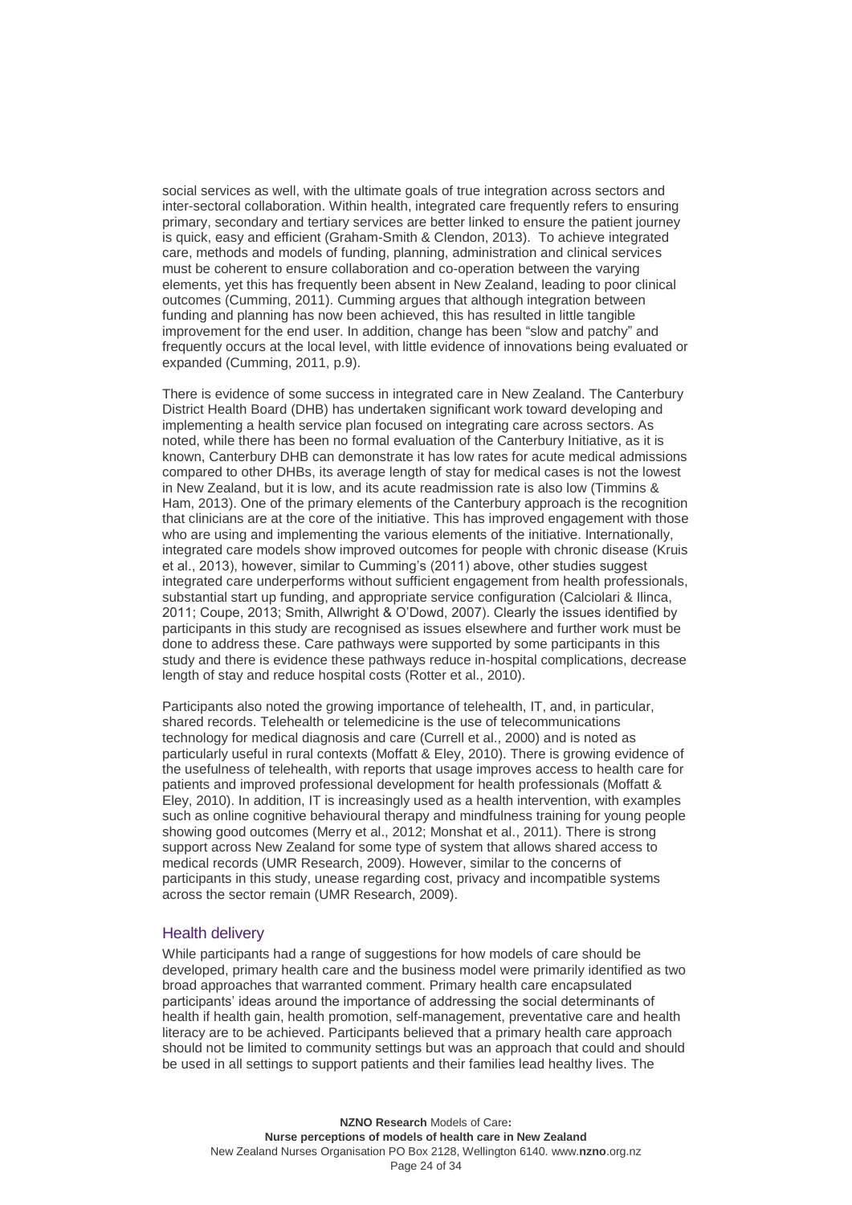social services as well, with the ultimate goals of true integration across sectors and inter-sectoral collaboration. Within health, integrated care frequently refers to ensuring primary, secondary and tertiary services are better linked to ensure the patient journey is quick, easy and efficient (Graham-Smith & Clendon, 2013). To achieve integrated care, methods and models of funding, planning, administration and clinical services must be coherent to ensure collaboration and co-operation between the varying elements, yet this has frequently been absent in New Zealand, leading to poor clinical outcomes (Cumming, 2011). Cumming argues that although integration between funding and planning has now been achieved, this has resulted in little tangible improvement for the end user. In addition, change has been "slow and patchy" and frequently occurs at the local level, with little evidence of innovations being evaluated or expanded (Cumming, 2011, p.9).

There is evidence of some success in integrated care in New Zealand. The Canterbury District Health Board (DHB) has undertaken significant work toward developing and implementing a health service plan focused on integrating care across sectors. As noted, while there has been no formal evaluation of the Canterbury Initiative, as it is known, Canterbury DHB can demonstrate it has low rates for acute medical admissions compared to other DHBs, its average length of stay for medical cases is not the lowest in New Zealand, but it is low, and its acute readmission rate is also low (Timmins & Ham, 2013). One of the primary elements of the Canterbury approach is the recognition that clinicians are at the core of the initiative. This has improved engagement with those who are using and implementing the various elements of the initiative. Internationally, integrated care models show improved outcomes for people with chronic disease (Kruis et al., 2013), however, similar to Cumming's (2011) above, other studies suggest integrated care underperforms without sufficient engagement from health professionals, substantial start up funding, and appropriate service configuration (Calciolari & Ilinca, 2011; Coupe, 2013; Smith, Allwright & O'Dowd, 2007). Clearly the issues identified by participants in this study are recognised as issues elsewhere and further work must be done to address these. Care pathways were supported by some participants in this study and there is evidence these pathways reduce in-hospital complications, decrease length of stay and reduce hospital costs (Rotter et al., 2010).

Participants also noted the growing importance of telehealth, IT, and, in particular, shared records. Telehealth or telemedicine is the use of telecommunications technology for medical diagnosis and care (Currell et al., 2000) and is noted as particularly useful in rural contexts (Moffatt & Eley, 2010). There is growing evidence of the usefulness of telehealth, with reports that usage improves access to health care for patients and improved professional development for health professionals (Moffatt & Eley, 2010). In addition, IT is increasingly used as a health intervention, with examples such as online cognitive behavioural therapy and mindfulness training for young people showing good outcomes (Merry et al., 2012; Monshat et al., 2011). There is strong support across New Zealand for some type of system that allows shared access to medical records (UMR Research, 2009). However, similar to the concerns of participants in this study, unease regarding cost, privacy and incompatible systems across the sector remain (UMR Research, 2009).

## Health delivery

While participants had a range of suggestions for how models of care should be developed, primary health care and the business model were primarily identified as two broad approaches that warranted comment. Primary health care encapsulated participants' ideas around the importance of addressing the social determinants of health if health gain, health promotion, self-management, preventative care and health literacy are to be achieved. Participants believed that a primary health care approach should not be limited to community settings but was an approach that could and should be used in all settings to support patients and their families lead healthy lives. The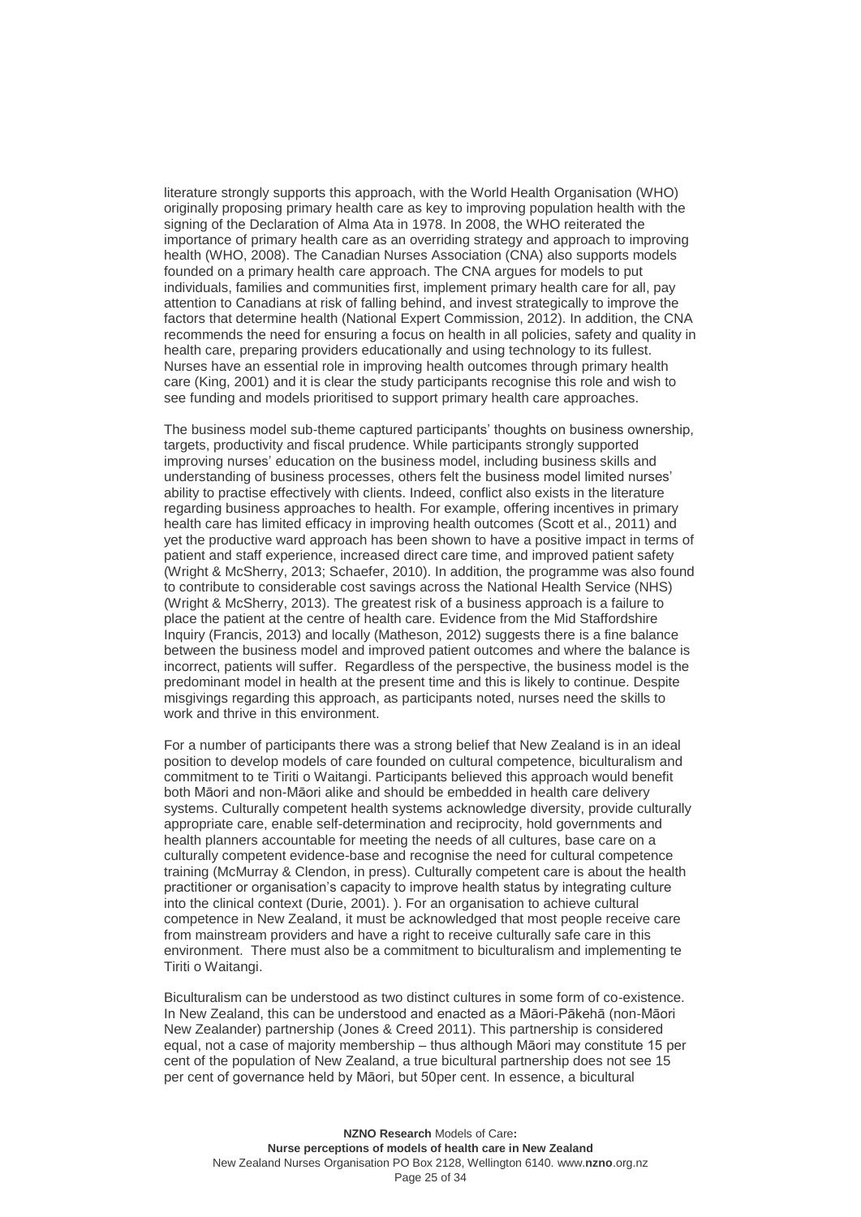literature strongly supports this approach, with the World Health Organisation (WHO) originally proposing primary health care as key to improving population health with the signing of the Declaration of Alma Ata in 1978. In 2008, the WHO reiterated the importance of primary health care as an overriding strategy and approach to improving health (WHO, 2008). The Canadian Nurses Association (CNA) also supports models founded on a primary health care approach. The CNA argues for models to put individuals, families and communities first, implement primary health care for all, pay attention to Canadians at risk of falling behind, and invest strategically to improve the factors that determine health (National Expert Commission, 2012). In addition, the CNA recommends the need for ensuring a focus on health in all policies, safety and quality in health care, preparing providers educationally and using technology to its fullest. Nurses have an essential role in improving health outcomes through primary health care (King, 2001) and it is clear the study participants recognise this role and wish to see funding and models prioritised to support primary health care approaches.

The business model sub-theme captured participants' thoughts on business ownership, targets, productivity and fiscal prudence. While participants strongly supported improving nurses' education on the business model, including business skills and understanding of business processes, others felt the business model limited nurses' ability to practise effectively with clients. Indeed, conflict also exists in the literature regarding business approaches to health. For example, offering incentives in primary health care has limited efficacy in improving health outcomes (Scott et al., 2011) and yet the productive ward approach has been shown to have a positive impact in terms of patient and staff experience, increased direct care time, and improved patient safety (Wright & McSherry, 2013; Schaefer, 2010). In addition, the programme was also found to contribute to considerable cost savings across the National Health Service (NHS) (Wright & McSherry, 2013). The greatest risk of a business approach is a failure to place the patient at the centre of health care. Evidence from the Mid Staffordshire Inquiry (Francis, 2013) and locally (Matheson, 2012) suggests there is a fine balance between the business model and improved patient outcomes and where the balance is incorrect, patients will suffer. Regardless of the perspective, the business model is the predominant model in health at the present time and this is likely to continue. Despite misgivings regarding this approach, as participants noted, nurses need the skills to work and thrive in this environment.

For a number of participants there was a strong belief that New Zealand is in an ideal position to develop models of care founded on cultural competence, biculturalism and commitment to te Tiriti o Waitangi. Participants believed this approach would benefit both Māori and non-Māori alike and should be embedded in health care delivery systems. Culturally competent health systems acknowledge diversity, provide culturally appropriate care, enable self-determination and reciprocity, hold governments and health planners accountable for meeting the needs of all cultures, base care on a culturally competent evidence-base and recognise the need for cultural competence training (McMurray & Clendon, in press). Culturally competent care is about the health practitioner or organisation's capacity to improve health status by integrating culture into the clinical context (Durie, 2001). ). For an organisation to achieve cultural competence in New Zealand, it must be acknowledged that most people receive care from mainstream providers and have a right to receive culturally safe care in this environment. There must also be a commitment to biculturalism and implementing te Tiriti o Waitangi.

Biculturalism can be understood as two distinct cultures in some form of co-existence. In New Zealand, this can be understood and enacted as a Māori-Pākehā (non-Māori New Zealander) partnership (Jones & Creed 2011). This partnership is considered equal, not a case of majority membership – thus although Māori may constitute 15 per cent of the population of New Zealand, a true bicultural partnership does not see 15 per cent of governance held by Māori, but 50per cent. In essence, a bicultural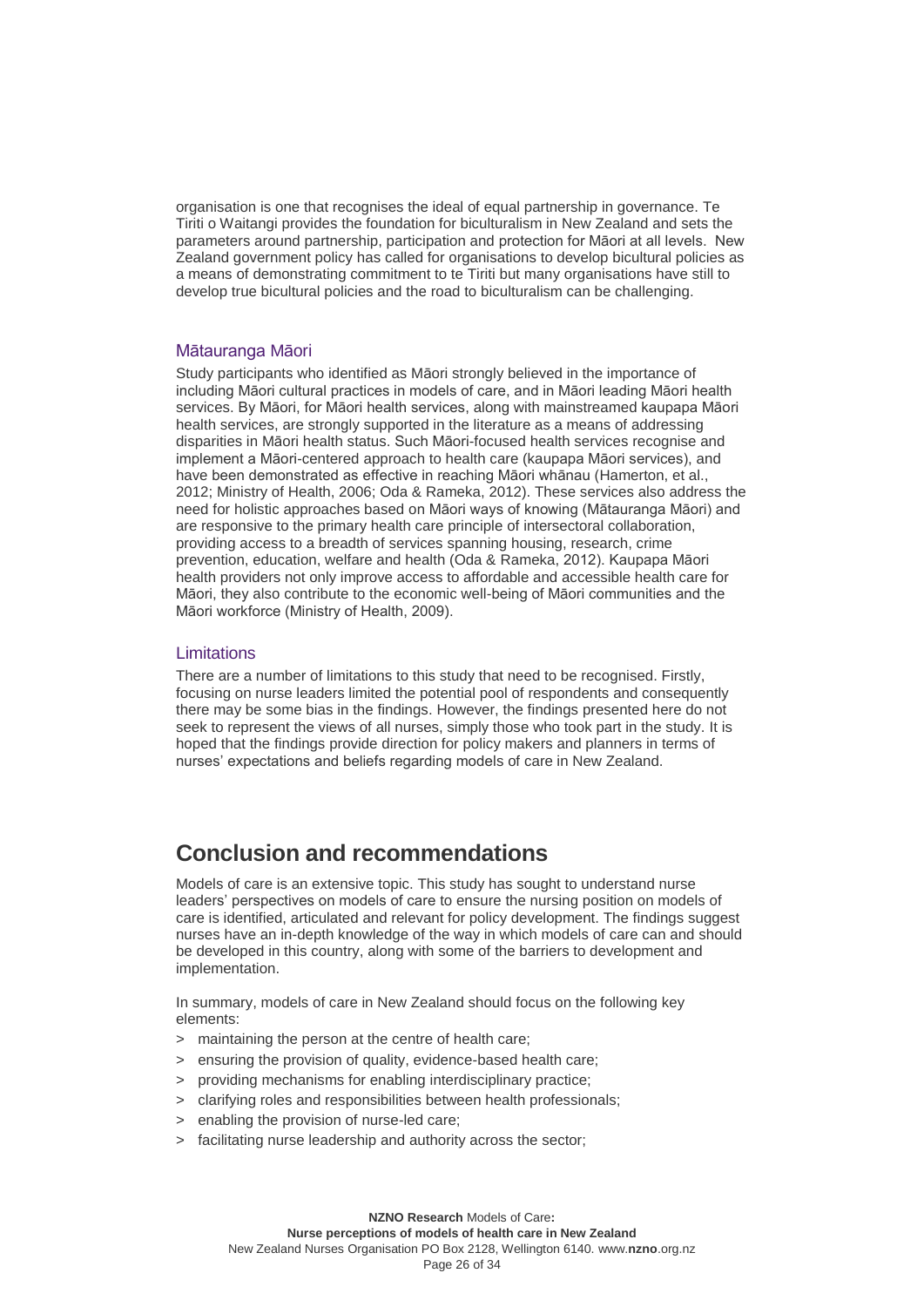organisation is one that recognises the ideal of equal partnership in governance. Te Tiriti o Waitangi provides the foundation for biculturalism in New Zealand and sets the parameters around partnership, participation and protection for Māori at all levels. New Zealand government policy has called for organisations to develop bicultural policies as a means of demonstrating commitment to te Tiriti but many organisations have still to develop true bicultural policies and the road to biculturalism can be challenging.

### Mātauranga Māori

Study participants who identified as Māori strongly believed in the importance of including Māori cultural practices in models of care, and in Māori leading Māori health services. By Māori, for Māori health services, along with mainstreamed kaupapa Māori health services, are strongly supported in the literature as a means of addressing disparities in Māori health status. Such Māori-focused health services recognise and implement a Māori-centered approach to health care (kaupapa Māori services), and have been demonstrated as effective in reaching Māori whānau (Hamerton, et al., 2012; Ministry of Health, 2006; Oda & Rameka, 2012). These services also address the need for holistic approaches based on Māori ways of knowing (Mātauranga Māori) and are responsive to the primary health care principle of intersectoral collaboration, providing access to a breadth of services spanning housing, research, crime prevention, education, welfare and health (Oda & Rameka, 2012). Kaupapa Māori health providers not only improve access to affordable and accessible health care for Māori, they also contribute to the economic well-being of Māori communities and the Māori workforce (Ministry of Health, 2009).

### Limitations

There are a number of limitations to this study that need to be recognised. Firstly, focusing on nurse leaders limited the potential pool of respondents and consequently there may be some bias in the findings. However, the findings presented here do not seek to represent the views of all nurses, simply those who took part in the study. It is hoped that the findings provide direction for policy makers and planners in terms of nurses' expectations and beliefs regarding models of care in New Zealand.

## Conclusion and recommendations

Models of care is an extensive topic. This study has sought to understand nurse leaders' perspectives on models of care to ensure the nursing position on models of care is identified, articulated and relevant for policy development. The findings suggest nurses have an in-depth knowledge of the way in which models of care can and should be developed in this country, along with some of the barriers to development and implementation.

In summary, models of care in New Zealand should focus on the following key elements:

- maintaining the person at the centre of health care;
- ensuring the provision of quality, evidence-based health care;
- providing mechanisms for enabling interdisciplinary practice;
- clarifying roles and responsibilities between health professionals;
- enabling the provision of nurse-led care;
- facilitating nurse leadership and authority across the sector;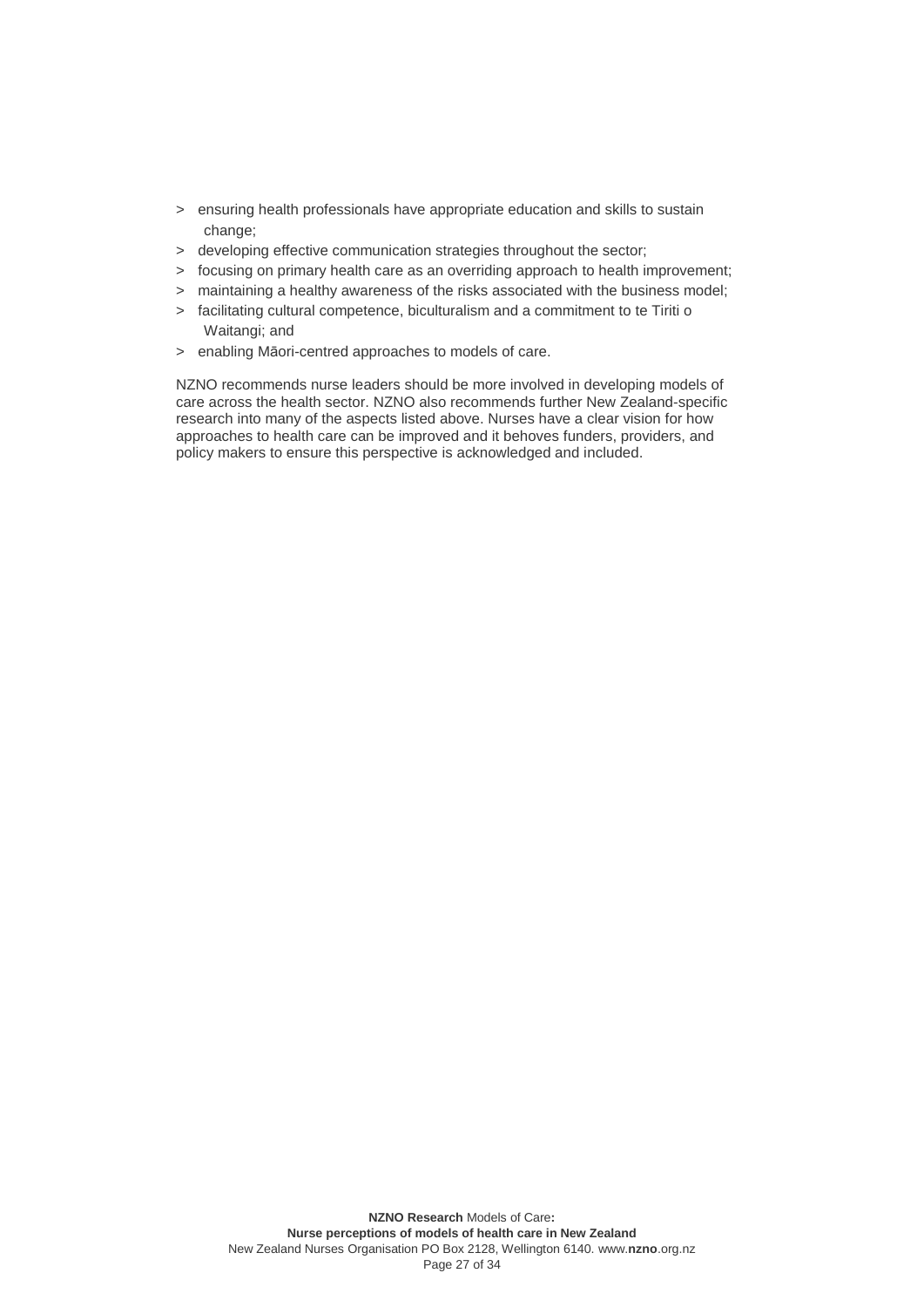- ensuring health professionals have appropriate education and skills to sustain change;
- developing effective communication strategies throughout the sector;
- focusing on primary health care as an overriding approach to health improvement;
- maintaining a healthy awareness of the risks associated with the business model;
- facilitating cultural competence, biculturalism and a commitment to te Tiriti o Waitangi; and
- enabling Māori-centred approaches to models of care.

NZNO recommends nurse leaders should be more involved in developing models of care across the health sector. NZNO also recommends further New Zealand-specific research into many of the aspects listed above. Nurses have a clear vision for how approaches to health care can be improved and it behoves funders, providers, and policy makers to ensure this perspective is acknowledged and included.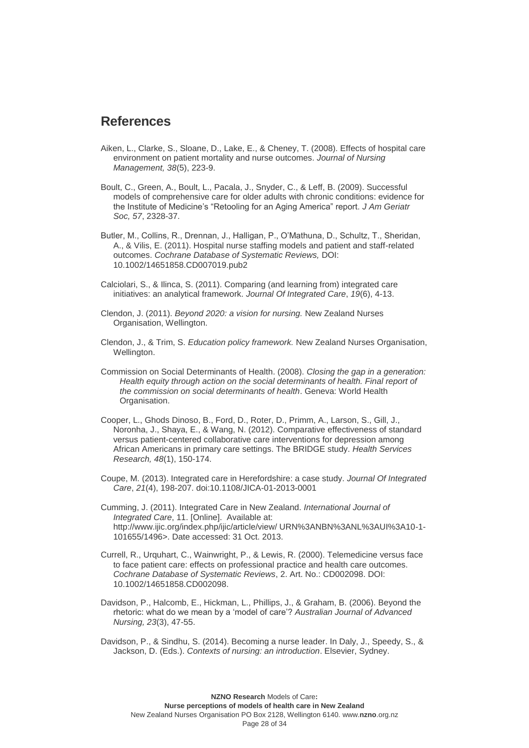## References

Aiken, L., Clarke, S., Sloane, D., Lake, E., & Cheney, T. (2008). Effects of hospital care environment on patient mortality and nurse outcomes. *Journal of Nursing Management, 38*(5), 223-9.

Boult, C., Green, A., Boult, L., Pacala, J., Snyder, C., & Leff, B. (2009). Successful models of comprehensive care for older adults with chronic conditions: evidence for the Institute of Medicine's "Retooling for an Aging America" report. *J Am Geriatr Soc, 57*, 2328-37.

Butler, M., Collins, R., Drennan, J., Halligan, P., O'Mathuna, D., Schultz, T., Sheridan, A., & Vilis, E. (2011). Hospital nurse staffing models and patient and staff-related outcomes. *Cochrane Database of Systematic Reviews,* DOI: 10.1002/14651858.CD007019.pub2

Calciolari, S., & Ilinca, S. (2011). Comparing (and learning from) integrated care initiatives: an analytical framework. *Journal Of Integrated Care*, *19*(6), 4-13.

Clendon, J. (2011). *Beyond 2020: a vision for nursing.* New Zealand Nurses Organisation, Wellington.

Clendon, J., & Trim, S. *Education policy framework.* New Zealand Nurses Organisation, Wellington.

Commission on Social Determinants of Health. (2008). *Closing the gap in a generation: Health equity through action on the social determinants of health. Final report of the commission on social determinants of health*. Geneva: World Health Organisation.

Cooper, L., Ghods Dinoso, B., Ford, D., Roter, D., Primm, A., Larson, S., Gill, J., Noronha, J., Shaya, E., & Wang, N. (2012). Comparative effectiveness of standard versus patient-centered collaborative care interventions for depression among African Americans in primary care settings. The BRIDGE study. *Health Services Research, 48*(1), 150-174.

Coupe, M. (2013). Integrated care in Herefordshire: a case study. *Journal Of Integrated Care*, *21*(4), 198-207. doi:10.1108/JICA-01-2013-0001

Cumming, J. (2011). Integrated Care in New Zealand. *International Journal of Integrated Care*, 11. [Online]. Available at: http://www.ijic.org/index.php/ijic/article/view/ URN%3ANBN%3ANL%3AUI%3A10-1-101655/1496>. Date accessed: 31 Oct. 2013.

Currell, R., Urquhart, C., Wainwright, P., & Lewis, R. (2000). Telemedicine versus face to face patient care: effects on professional practice and health care outcomes. *Cochrane Database of Systematic Reviews*, 2. Art. No.: CD002098. DOI: 10.1002/14651858.CD002098.

Davidson, P., Halcomb, E., Hickman, L., Phillips, J., & Graham, B. (2006). Beyond the rhetoric: what do we mean by a 'model of care'? *Australian Journal of Advanced Nursing, 23*(3), 47-55.

Davidson, P., & Sindhu, S. (2014). Becoming a nurse leader. In Daly, J., Speedy, S., & Jackson, D. (Eds.). *Contexts of nursing: an introduction*. Elsevier, Sydney.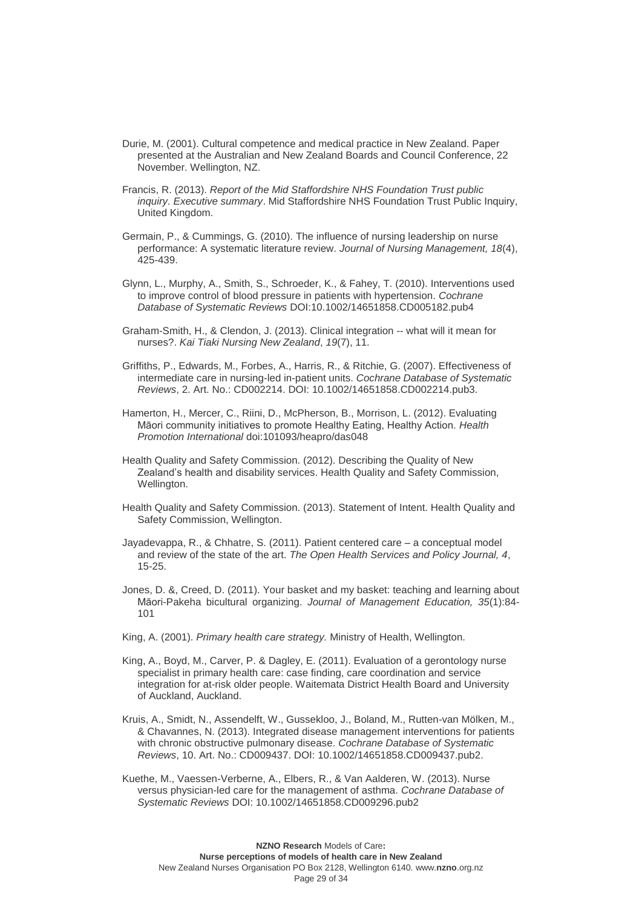Durie, M. (2001). Cultural competence and medical practice in New Zealand. Paper presented at the Australian and New Zealand Boards and Council Conference, 22 November. Wellington, NZ.

Francis, R. (2013). *Report of the Mid Staffordshire NHS Foundation Trust public inquiry. Executive summary*. Mid Staffordshire NHS Foundation Trust Public Inquiry, United Kingdom.

Germain, P., & Cummings, G. (2010). The influence of nursing leadership on nurse performance: A systematic literature review. *Journal of Nursing Management, 18*(4), 425-439.

Glynn, L., Murphy, A., Smith, S., Schroeder, K., & Fahey, T. (2010). Interventions used to improve control of blood pressure in patients with hypertension. *Cochrane Database of Systematic Reviews* DOI:10.1002/14651858.CD005182.pub4

Graham-Smith, H., & Clendon, J. (2013). Clinical integration -- what will it mean for nurses?. *Kai Tiaki Nursing New Zealand*, *19*(7), 11.

Griffiths, P., Edwards, M., Forbes, A., Harris, R., & Ritchie, G. (2007). Effectiveness of intermediate care in nursing-led in-patient units. *Cochrane Database of Systematic Reviews*, 2. Art. No.: CD002214. DOI: 10.1002/14651858.CD002214.pub3.

Hamerton, H., Mercer, C., Riini, D., McPherson, B., Morrison, L. (2012). Evaluating Māori community initiatives to promote Healthy Eating, Healthy Action. *Health Promotion International* doi:101093/heapro/das048

Health Quality and Safety Commission. (2012). Describing the Quality of New Zealand's health and disability services. Health Quality and Safety Commission, Wellington.

Health Quality and Safety Commission. (2013). Statement of Intent. Health Quality and Safety Commission, Wellington.

Jayadevappa, R., & Chhatre, S. (2011). Patient centered care – a conceptual model and review of the state of the art. *The Open Health Services and Policy Journal, 4*, 15-25.

Jones, D. &, Creed, D. (2011). Your basket and my basket: teaching and learning about Māori-Pakeha bicultural organizing. *Journal of Management Education, 35*(1):84-101

King, A. (2001). *Primary health care strategy.* Ministry of Health, Wellington.

King, A., Boyd, M., Carver, P. & Dagley, E. (2011). Evaluation of a gerontology nurse specialist in primary health care: case finding, care coordination and service integration for at-risk older people. Waitemata District Health Board and University of Auckland, Auckland.

Kruis, A., Smidt, N., Assendelft, W., Gussekloo, J., Boland, M., Rutten-van Mölken, M., & Chavannes, N. (2013). Integrated disease management interventions for patients with chronic obstructive pulmonary disease. *Cochrane Database of Systematic Reviews*, 10. Art. No.: CD009437. DOI: 10.1002/14651858.CD009437.pub2.

Kuethe, M., Vaessen-Verberne, A., Elbers, R., & Van Aalderen, W. (2013). Nurse versus physician-led care for the management of asthma. *Cochrane Database of Systematic Reviews* DOI: 10.1002/14651858.CD009296.pub2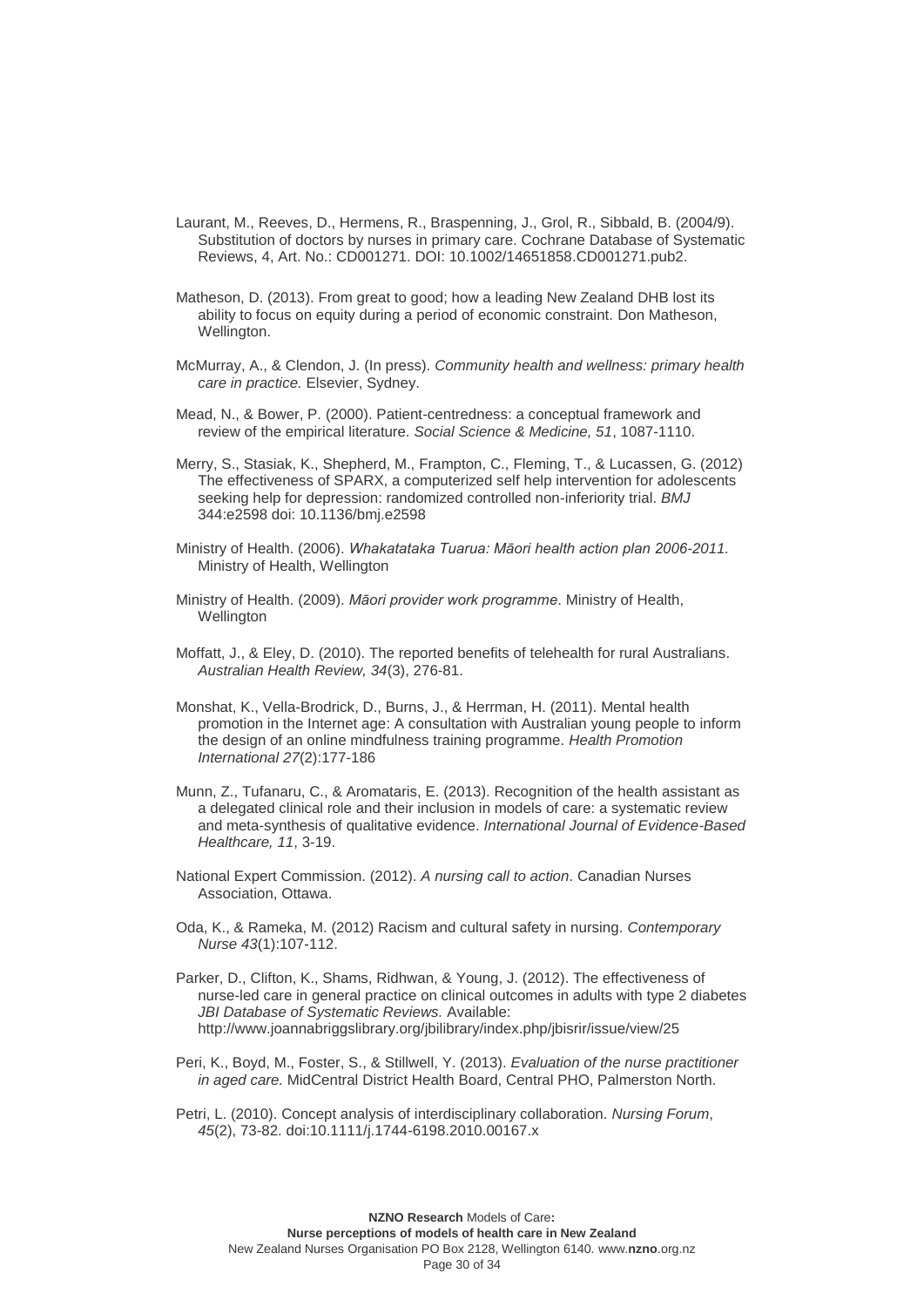Laurant, M., Reeves, D., Hermens, R., Braspenning, J., Grol, R., Sibbald, B. (2004/9). Substitution of doctors by nurses in primary care. Cochrane Database of Systematic Reviews, 4, Art. No.: CD001271. DOI: 10.1002/14651858.CD001271.pub2.

Matheson, D. (2013). From great to good; how a leading New Zealand DHB lost its ability to focus on equity during a period of economic constraint. Don Matheson, Wellington.

McMurray, A., & Clendon, J. (In press). *Community health and wellness: primary health care in practice.* Elsevier, Sydney.

Mead, N., & Bower, P. (2000). Patient-centredness: a conceptual framework and review of the empirical literature. *Social Science & Medicine, 51*, 1087-1110.

Merry, S., Stasiak, K., Shepherd, M., Frampton, C., Fleming, T., & Lucassen, G. (2012) The effectiveness of SPARX, a computerized self help intervention for adolescents seeking help for depression: randomized controlled non-inferiority trial. *BMJ* 344:e2598 doi: 10.1136/bmj.e2598

Ministry of Health. (2006). *Whakatataka Tuarua: Māori health action plan 2006-2011.* Ministry of Health, Wellington

Ministry of Health. (2009). *Māori provider work programme*. Ministry of Health, Wellington

Moffatt, J., & Eley, D. (2010). The reported benefits of telehealth for rural Australians. *Australian Health Review, 34*(3), 276-81.

Monshat, K., Vella-Brodrick, D., Burns, J., & Herrman, H. (2011). Mental health promotion in the Internet age: A consultation with Australian young people to inform the design of an online mindfulness training programme. *Health Promotion International 27*(2):177-186

Munn, Z., Tufanaru, C., & Aromataris, E. (2013). Recognition of the health assistant as a delegated clinical role and their inclusion in models of care: a systematic review and meta-synthesis of qualitative evidence. *International Journal of Evidence-Based Healthcare, 11*, 3-19.

National Expert Commission. (2012). *A nursing call to action*. Canadian Nurses Association, Ottawa.

Oda, K., & Rameka, M. (2012) Racism and cultural safety in nursing. *Contemporary Nurse 43*(1):107-112.

Parker, D., Clifton, K., Shams, Ridhwan, & Young, J. (2012). The effectiveness of nurse-led care in general practice on clinical outcomes in adults with type 2 diabetes *JBI Database of Systematic Reviews.* Available: http://www.joannabriggslibrary.org/jbilibrary/index.php/jbisrir/issue/view/25

Peri, K., Boyd, M., Foster, S., & Stillwell, Y. (2013). *Evaluation of the nurse practitioner in aged care.* MidCentral District Health Board, Central PHO, Palmerston North.

Petri, L. (2010). Concept analysis of interdisciplinary collaboration. *Nursing Forum*, *45*(2), 73-82. doi:10.1111/j.1744-6198.2010.00167.x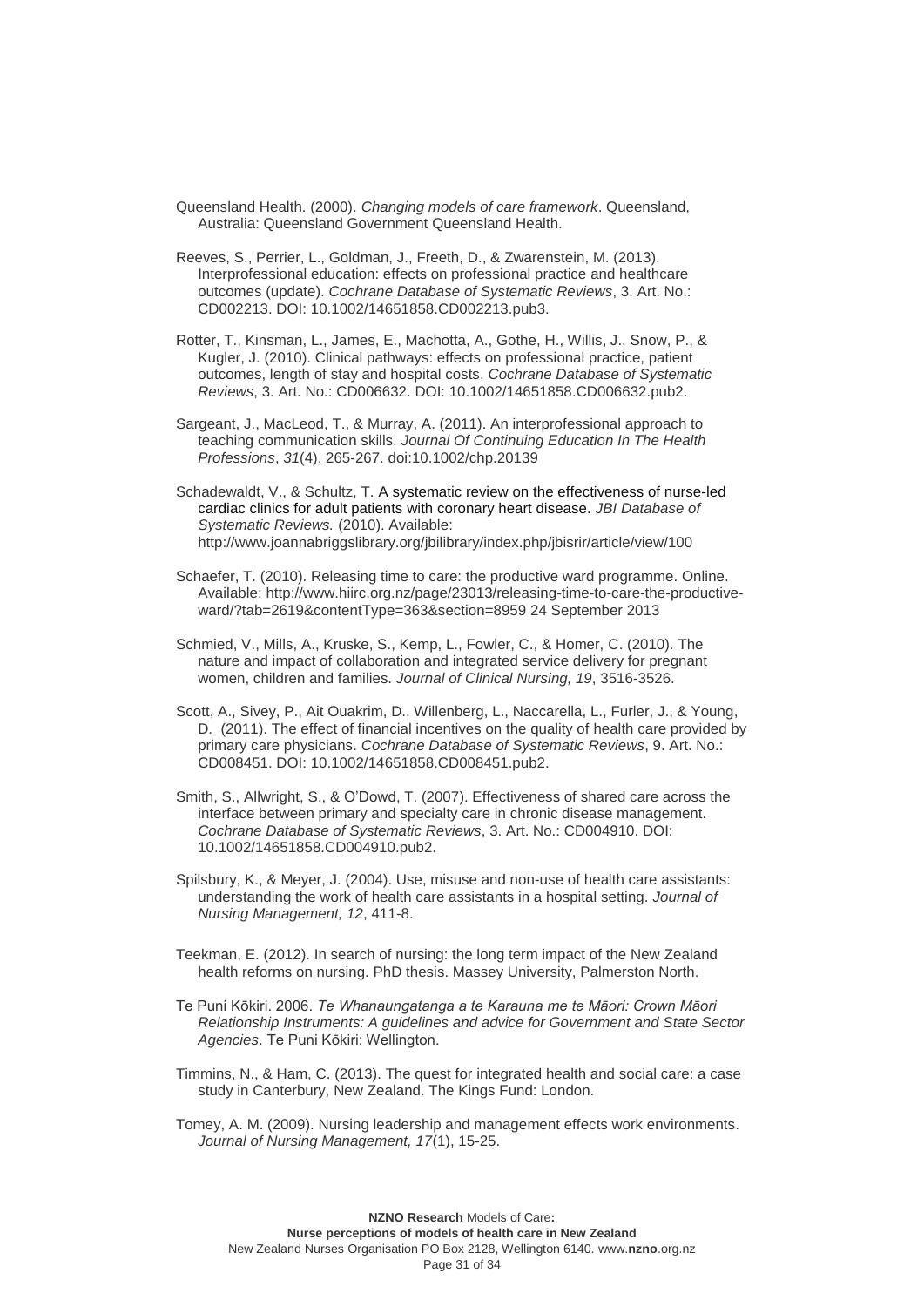Queensland Health. (2000). *Changing models of care framework*. Queensland, Australia: Queensland Government Queensland Health.

Reeves, S., Perrier, L., Goldman, J., Freeth, D., & Zwarenstein, M. (2013). Interprofessional education: effects on professional practice and healthcare outcomes (update). *Cochrane Database of Systematic Reviews*, 3. Art. No.: CD002213. DOI: 10.1002/14651858.CD002213.pub3.

Rotter, T., Kinsman, L., James, E., Machotta, A., Gothe, H., Willis, J., Snow, P., & Kugler, J. (2010). Clinical pathways: effects on professional practice, patient outcomes, length of stay and hospital costs. *Cochrane Database of Systematic Reviews*, 3. Art. No.: CD006632. DOI: 10.1002/14651858.CD006632.pub2.

Sargeant, J., MacLeod, T., & Murray, A. (2011). An interprofessional approach to teaching communication skills. *Journal Of Continuing Education In The Health Professions*, *31*(4), 265-267. doi:10.1002/chp.20139

Schadewaldt, V., & Schultz, T. A systematic review on the effectiveness of nurse-led cardiac clinics for adult patients with coronary heart disease. *JBI Database of Systematic Reviews.* (2010). Available: http://www.joannabriggslibrary.org/jbilibrary/index.php/jbisrir/article/view/100

Schaefer, T. (2010). Releasing time to care: the productive ward programme. Online. Available: http://www.hiirc.org.nz/page/23013/releasing-time-to-care-the-productive-ward/?tab=2619&contentType=363&section=8959 24 September 2013

Schmied, V., Mills, A., Kruske, S., Kemp, L., Fowler, C., & Homer, C. (2010). The nature and impact of collaboration and integrated service delivery for pregnant women, children and families. *Journal of Clinical Nursing, 19*, 3516-3526.

Scott, A., Sivey, P., Ait Ouakrim, D., Willenberg, L., Naccarella, L., Furler, J., & Young, D. (2011). The effect of financial incentives on the quality of health care provided by primary care physicians. *Cochrane Database of Systematic Reviews*, 9. Art. No.: CD008451. DOI: 10.1002/14651858.CD008451.pub2.

Smith, S., Allwright, S., & O'Dowd, T. (2007). Effectiveness of shared care across the interface between primary and specialty care in chronic disease management. *Cochrane Database of Systematic Reviews*, 3. Art. No.: CD004910. DOI: 10.1002/14651858.CD004910.pub2.

Spilsbury, K., & Meyer, J. (2004). Use, misuse and non-use of health care assistants: understanding the work of health care assistants in a hospital setting. *Journal of Nursing Management, 12*, 411-8.

Teekman, E. (2012). In search of nursing: the long term impact of the New Zealand health reforms on nursing. PhD thesis. Massey University, Palmerston North.

Te Puni Kōkiri. 2006. *Te Whanaungatanga a te Karauna me te Māori: Crown Māori Relationship Instruments: A guidelines and advice for Government and State Sector Agencies*. Te Puni Kōkiri: Wellington.

Timmins, N., & Ham, C. (2013). The quest for integrated health and social care: a case study in Canterbury, New Zealand. The Kings Fund: London.

Tomey, A. M. (2009). Nursing leadership and management effects work environments. *Journal of Nursing Management, 17*(1), 15-25.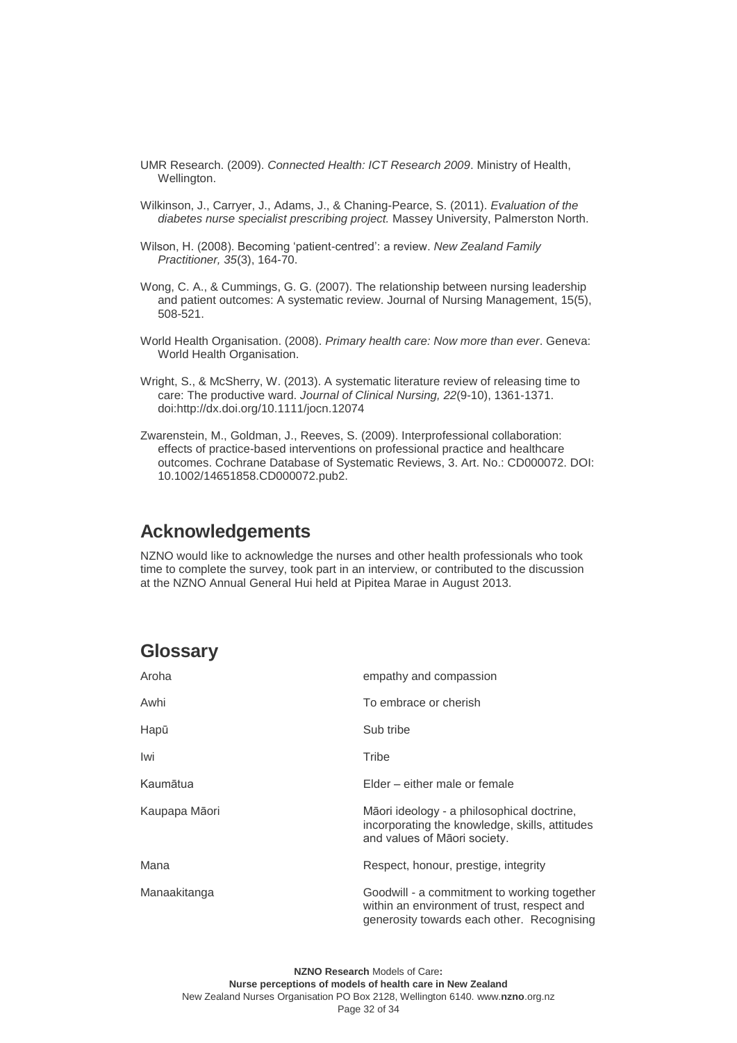UMR Research. (2009). *Connected Health: ICT Research 2009*. Ministry of Health, Wellington.

Wilkinson, J., Carryer, J., Adams, J., & Chaning-Pearce, S. (2011). *Evaluation of the diabetes nurse specialist prescribing project.* Massey University, Palmerston North.

Wilson, H. (2008). Becoming 'patient-centred': a review. *New Zealand Family Practitioner, 35*(3), 164-70.

Wong, C. A., & Cummings, G. G. (2007). The relationship between nursing leadership and patient outcomes: A systematic review. Journal of Nursing Management, 15(5), 508-521.

World Health Organisation. (2008). *Primary health care: Now more than ever*. Geneva: World Health Organisation.

Wright, S., & McSherry, W. (2013). A systematic literature review of releasing time to care: The productive ward. *Journal of Clinical Nursing, 22*(9-10), 1361-1371. doi:http://dx.doi.org/10.1111/jocn.12074

Zwarenstein, M., Goldman, J., Reeves, S. (2009). Interprofessional collaboration: effects of practice-based interventions on professional practice and healthcare outcomes. Cochrane Database of Systematic Reviews, 3. Art. No.: CD000072. DOI: 10.1002/14651858.CD000072.pub2.

## Acknowledgements

NZNO would like to acknowledge the nurses and other health professionals who took time to complete the survey, took part in an interview, or contributed to the discussion at the NZNO Annual General Hui held at Pipitea Marae in August 2013.

## Glossary

| | |
|---|---|
| Aroha | empathy and compassion |
| Awhi | To embrace or cherish |
| Hapū | Sub tribe |
| Iwi | Tribe |
| Kaumātua | Elder – either male or female |
| Kaupapa Māori | Māori ideology - a philosophical doctrine, incorporating the knowledge, skills, attitudes and values of Māori society. |
| Mana | Respect, honour, prestige, integrity |
| Manaakitanga | Goodwill - a commitment to working together within an environment of trust, respect and generosity towards each other. Recognising |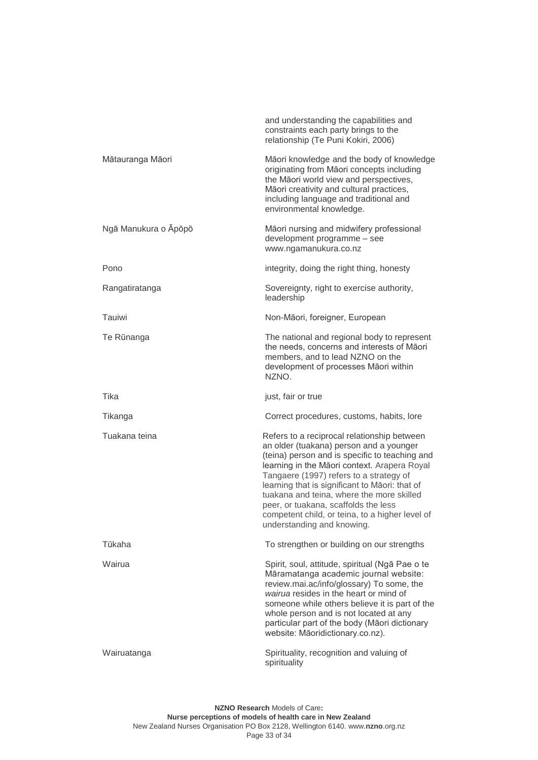| | |
|---|---|
| | and understanding the capabilities and constraints each party brings to the relationship (Te Puni Kokiri, 2006) |
| Mātauranga Māori | Māori knowledge and the body of knowledge originating from Māori concepts including the Māori world view and perspectives, Māori creativity and cultural practices, including language and traditional and environmental knowledge. |
| Ngā Manukura o Āpōpō | Māori nursing and midwifery professional development programme – see www.ngamanukura.co.nz |
| Pono | integrity, doing the right thing, honesty |
| Rangatiratanga | Sovereignty, right to exercise authority, leadership |
| Tauiwi | Non-Māori, foreigner, European |
| Te Rūnanga | The national and regional body to represent the needs, concerns and interests of Māori members, and to lead NZNO on the development of processes Māori within NZNO. |
| Tika | just, fair or true |
| Tikanga | Correct procedures, customs, habits, lore |
| Tuakana teina | Refers to a reciprocal relationship between an older (tuakana) person and a younger (teina) person and is specific to teaching and learning in the Māori context. Arapera Royal Tangaere (1997) refers to a strategy of learning that is significant to Māori: that of tuakana and teina, where the more skilled peer, or tuakana, scaffolds the less competent child, or teina, to a higher level of understanding and knowing. |
| Tūkaha | To strengthen or building on our strengths |
| Wairua | Spirit, soul, attitude, spiritual (Ngā Pae o te Māramatanga academic journal website: review.mai.ac/info/glossary) To some, the *wairua* resides in the heart or mind of someone while others believe it is part of the whole person and is not located at any particular part of the body (Māori dictionary website: Māoridictionary.co.nz). |
| Wairuatanga | Spirituality, recognition and valuing of spirituality |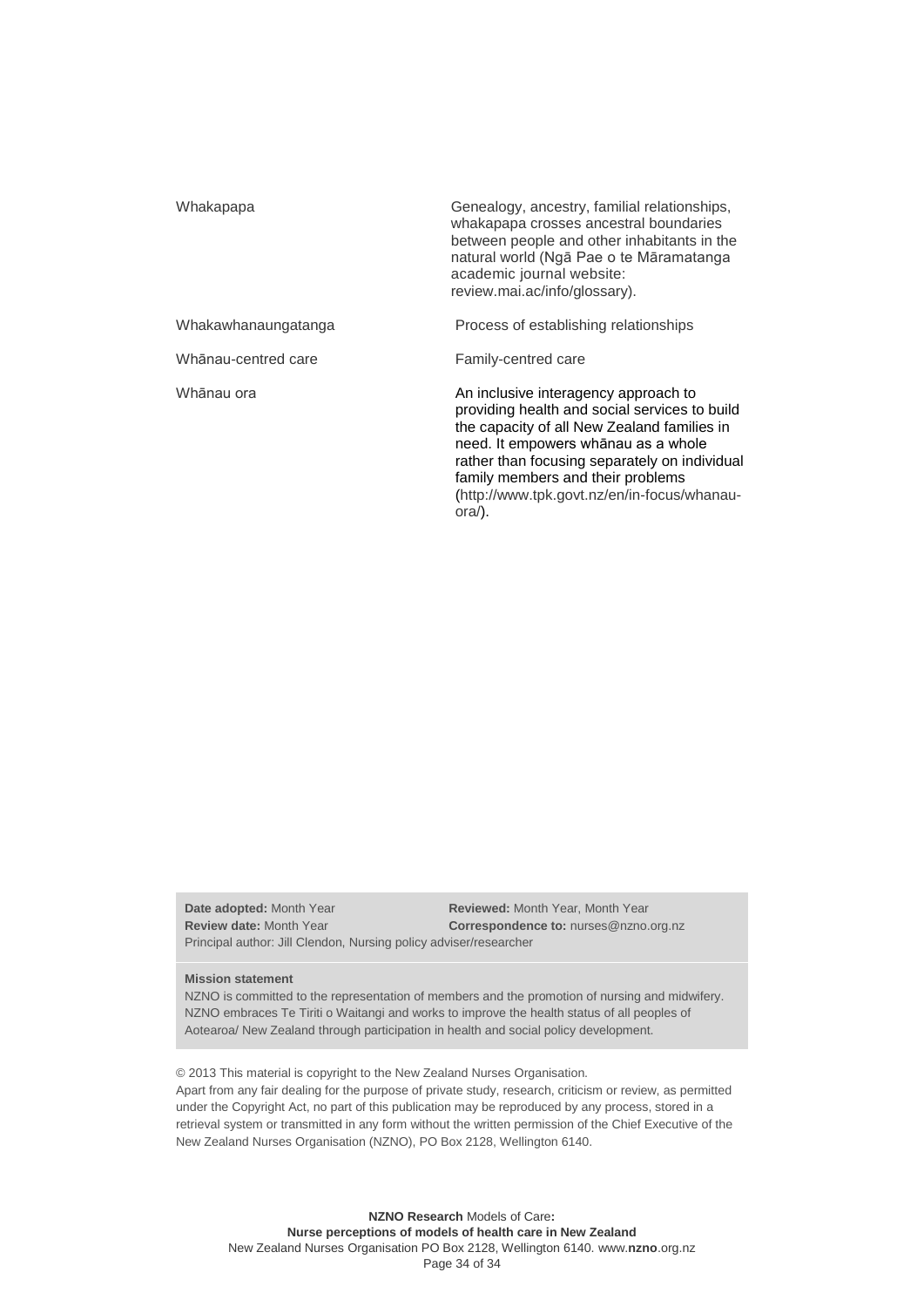| | |
|---|---|
| Whakapapa | Genealogy, ancestry, familial relationships, whakapapa crosses ancestral boundaries between people and other inhabitants in the natural world (Ngā Pae o te Māramatanga academic journal website: review.mai.ac/info/glossary). |
| Whakawhanaungatanga | Process of establishing relationships |
| Whānau-centred care | Family-centred care |
| Whānau ora | An inclusive interagency approach to providing health and social services to build the capacity of all New Zealand families in need. It empowers whānau as a whole rather than focusing separately on individual family members and their problems (http://www.tpk.govt.nz/en/in-focus/whanau-ora/). |

**Date adopted:** Month Year
**Reviewed:** Month Year, Month Year
**Review date:** Month Year
**Correspondence to:** nurses@nzno.org.nz
Principal author: Jill Clendon, Nursing policy adviser/researcher

**Mission statement**

NZNO is committed to the representation of members and the promotion of nursing and midwifery. NZNO embraces Te Tiriti o Waitangi and works to improve the health status of all peoples of Aotearoa/ New Zealand through participation in health and social policy development.

© 2013 This material is copyright to the New Zealand Nurses Organisation.
Apart from any fair dealing for the purpose of private study, research, criticism or review, as permitted under the Copyright Act, no part of this publication may be reproduced by any process, stored in a retrieval system or transmitted in any form without the written permission of the Chief Executive of the New Zealand Nurses Organisation (NZNO), PO Box 2128, Wellington 6140.